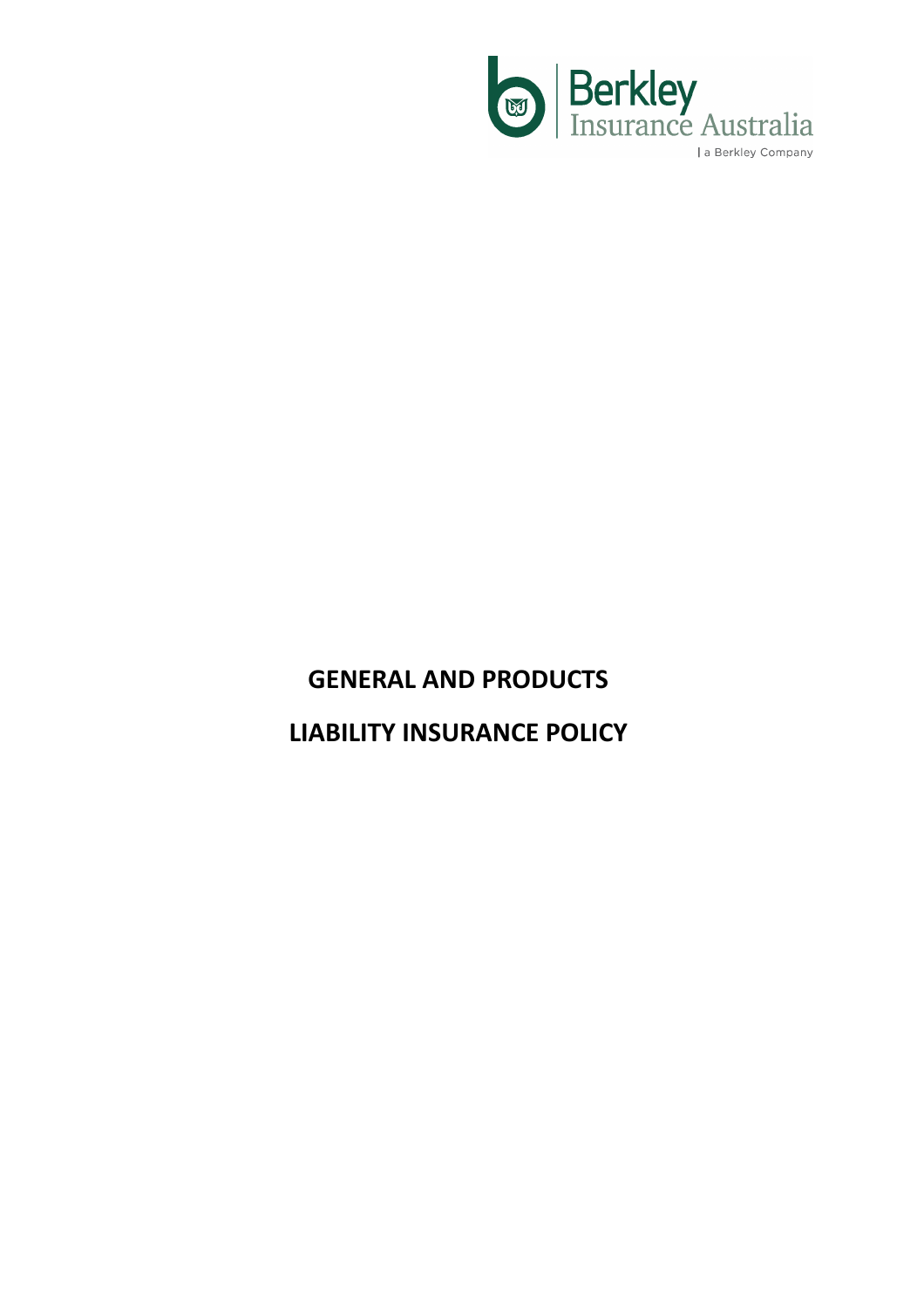Berkley Insurance Australia

| a Berkley Company

# GENERAL AND PRODUCTS

# LIABILITY INSURANCE POLICY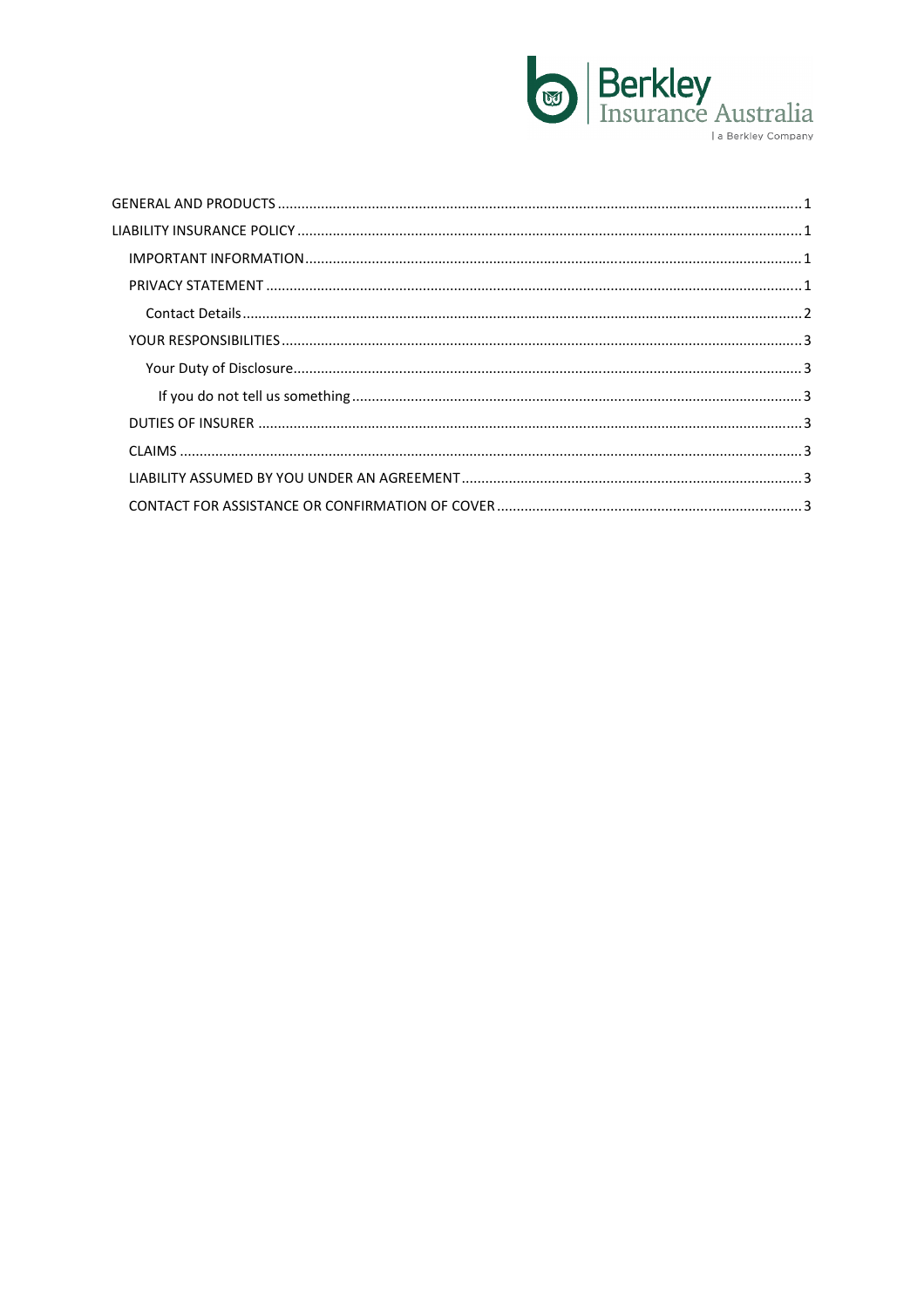GENERAL AND PRODUCTS ........ 1
LIABILITY INSURANCE POLICY ........ 1
- IMPORTANT INFORMATION ........ 1
- PRIVACY STATEMENT ........ 1
  - Contact Details ........ 2
- YOUR RESPONSIBILITIES ........ 3
  - Your Duty of Disclosure ........ 3
    - If you do not tell us something ........ 3
- DUTIES OF INSURER ........ 3
- CLAIMS ........ 3
- LIABILITY ASSUMED BY YOU UNDER AN AGREEMENT ........ 3
- CONTACT FOR ASSISTANCE OR CONFIRMATION OF COVER ........ 3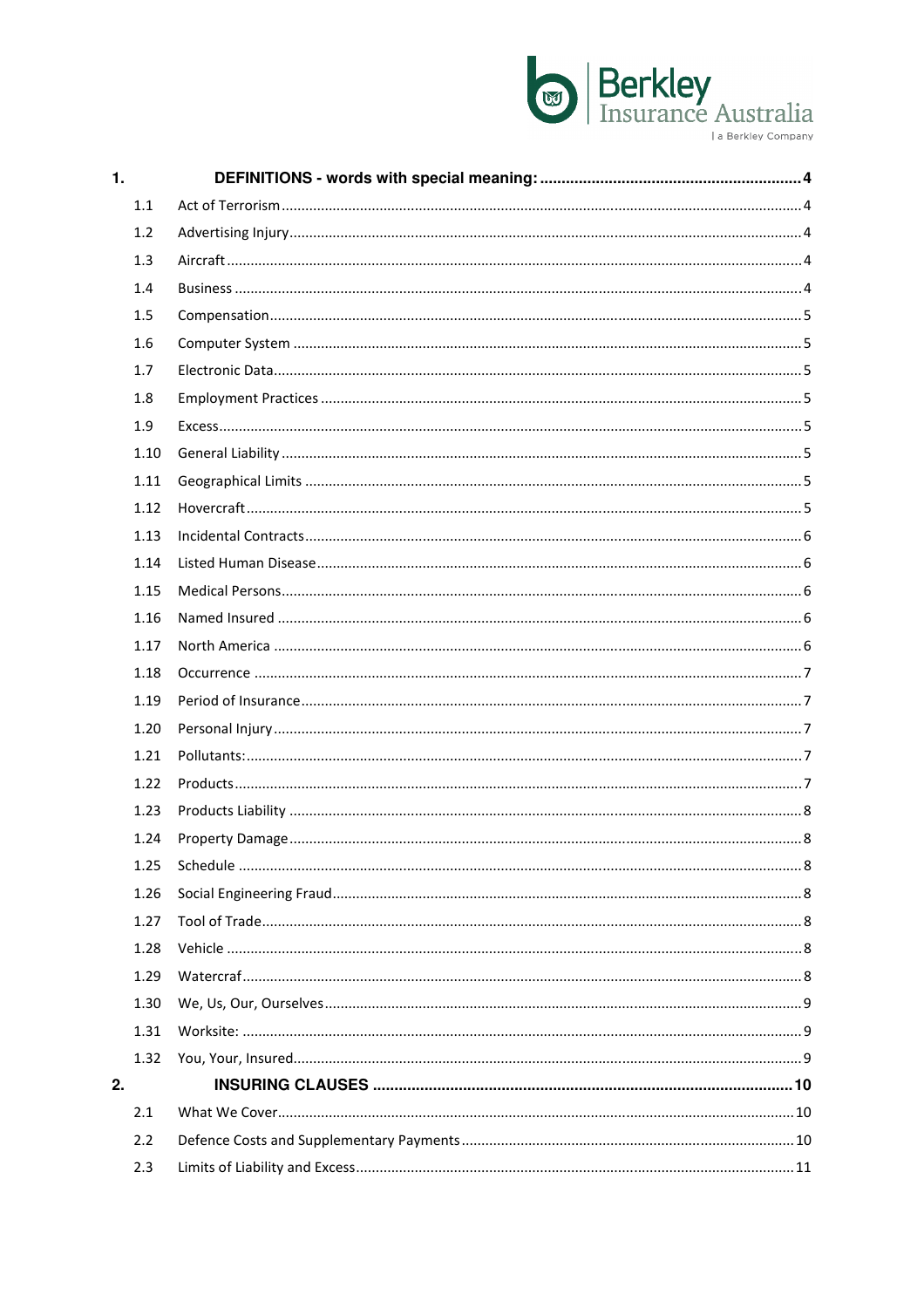| | | |
|---|---|---|
| **1.** | **DEFINITIONS - words with special meaning:** | **4** |
| 1.1 | Act of Terrorism | 4 |
| 1.2 | Advertising Injury | 4 |
| 1.3 | Aircraft | 4 |
| 1.4 | Business | 4 |
| 1.5 | Compensation | 5 |
| 1.6 | Computer System | 5 |
| 1.7 | Electronic Data | 5 |
| 1.8 | Employment Practices | 5 |
| 1.9 | Excess | 5 |
| 1.10 | General Liability | 5 |
| 1.11 | Geographical Limits | 5 |
| 1.12 | Hovercraft | 5 |
| 1.13 | Incidental Contracts | 6 |
| 1.14 | Listed Human Disease | 6 |
| 1.15 | Medical Persons | 6 |
| 1.16 | Named Insured | 6 |
| 1.17 | North America | 6 |
| 1.18 | Occurrence | 7 |
| 1.19 | Period of Insurance | 7 |
| 1.20 | Personal Injury | 7 |
| 1.21 | Pollutants: | 7 |
| 1.22 | Products | 7 |
| 1.23 | Products Liability | 8 |
| 1.24 | Property Damage | 8 |
| 1.25 | Schedule | 8 |
| 1.26 | Social Engineering Fraud | 8 |
| 1.27 | Tool of Trade | 8 |
| 1.28 | Vehicle | 8 |
| 1.29 | Watercraf | 8 |
| 1.30 | We, Us, Our, Ourselves | 9 |
| 1.31 | Worksite: | 9 |
| 1.32 | You, Your, Insured | 9 |
| **2.** | **INSURING CLAUSES** | **10** |
| 2.1 | What We Cover | 10 |
| 2.2 | Defence Costs and Supplementary Payments | 10 |
| 2.3 | Limits of Liability and Excess | 11 |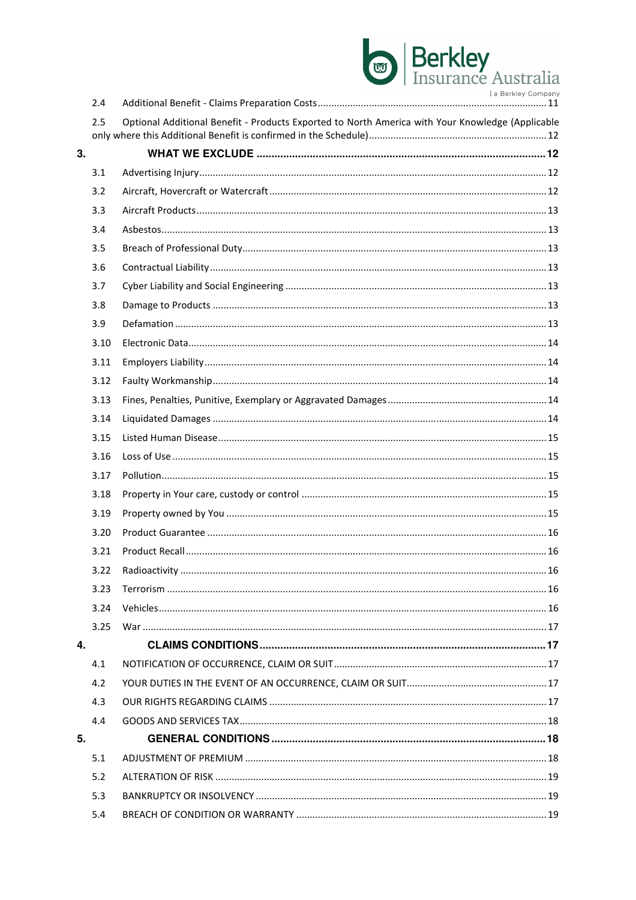2.4 Additional Benefit - Claims Preparation Costs .......... 11

2.5 Optional Additional Benefit - Products Exported to North America with Your Knowledge (Applicable only where this Additional Benefit is confirmed in the Schedule) .......... 12

**3. WHAT WE EXCLUDE .......... 12**

3.1 Advertising Injury .......... 12

3.2 Aircraft, Hovercraft or Watercraft .......... 12

3.3 Aircraft Products .......... 13

3.4 Asbestos .......... 13

3.5 Breach of Professional Duty .......... 13

3.6 Contractual Liability .......... 13

3.7 Cyber Liability and Social Engineering .......... 13

3.8 Damage to Products .......... 13

3.9 Defamation .......... 13

3.10 Electronic Data .......... 14

3.11 Employers Liability .......... 14

3.12 Faulty Workmanship .......... 14

3.13 Fines, Penalties, Punitive, Exemplary or Aggravated Damages .......... 14

3.14 Liquidated Damages .......... 14

3.15 Listed Human Disease .......... 15

3.16 Loss of Use .......... 15

3.17 Pollution .......... 15

3.18 Property in Your care, custody or control .......... 15

3.19 Property owned by You .......... 15

3.20 Product Guarantee .......... 16

3.21 Product Recall .......... 16

3.22 Radioactivity .......... 16

3.23 Terrorism .......... 16

3.24 Vehicles .......... 16

3.25 War .......... 17

**4. CLAIMS CONDITIONS .......... 17**

4.1 NOTIFICATION OF OCCURRENCE, CLAIM OR SUIT .......... 17

4.2 YOUR DUTIES IN THE EVENT OF AN OCCURRENCE, CLAIM OR SUIT .......... 17

4.3 OUR RIGHTS REGARDING CLAIMS .......... 17

4.4 GOODS AND SERVICES TAX .......... 18

**5. GENERAL CONDITIONS .......... 18**

5.1 ADJUSTMENT OF PREMIUM .......... 18

5.2 ALTERATION OF RISK .......... 19

5.3 BANKRUPTCY OR INSOLVENCY .......... 19

5.4 BREACH OF CONDITION OR WARRANTY .......... 19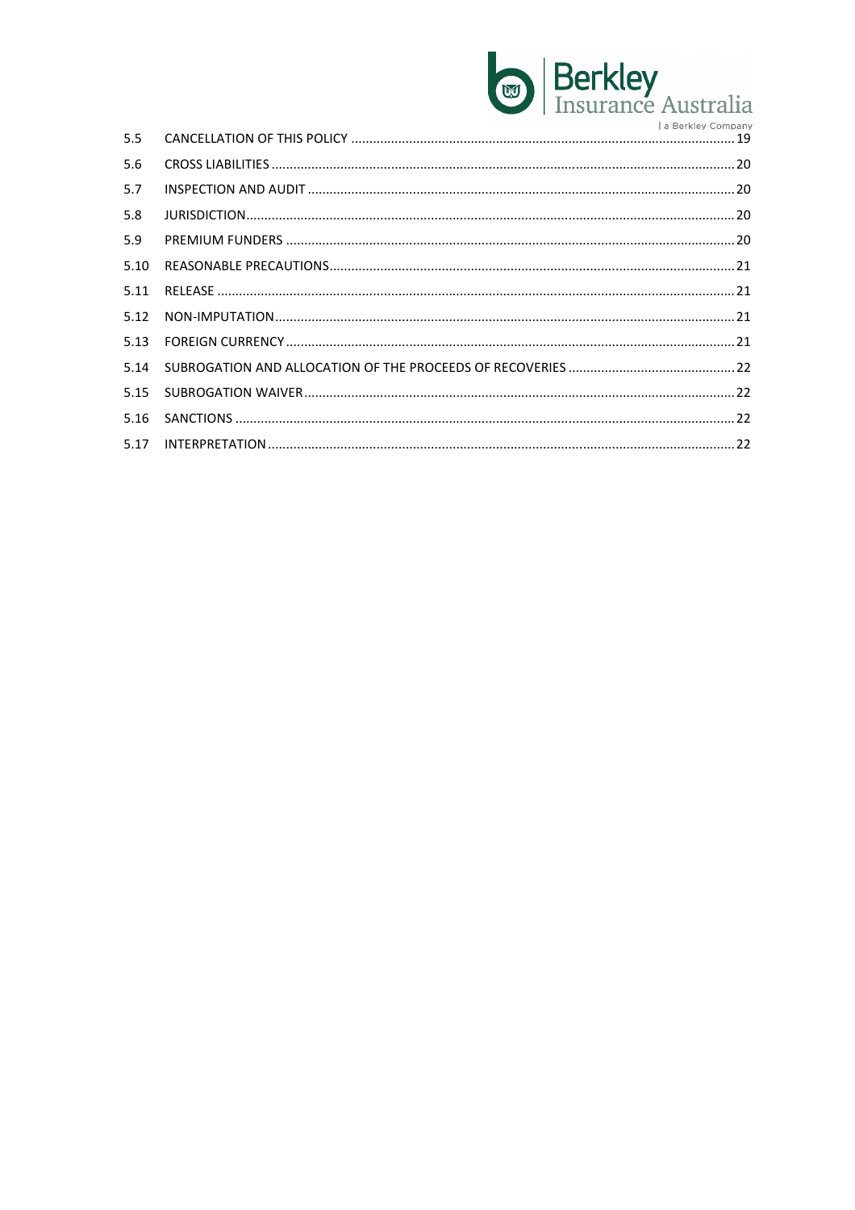| | | |
|---|---|---|
| 5.5 | CANCELLATION OF THIS POLICY | 19 |
| 5.6 | CROSS LIABILITIES | 20 |
| 5.7 | INSPECTION AND AUDIT | 20 |
| 5.8 | JURISDICTION | 20 |
| 5.9 | PREMIUM FUNDERS | 20 |
| 5.10 | REASONABLE PRECAUTIONS | 21 |
| 5.11 | RELEASE | 21 |
| 5.12 | NON-IMPUTATION | 21 |
| 5.13 | FOREIGN CURRENCY | 21 |
| 5.14 | SUBROGATION AND ALLOCATION OF THE PROCEEDS OF RECOVERIES | 22 |
| 5.15 | SUBROGATION WAIVER | 22 |
| 5.16 | SANCTIONS | 22 |
| 5.17 | INTERPRETATION | 22 |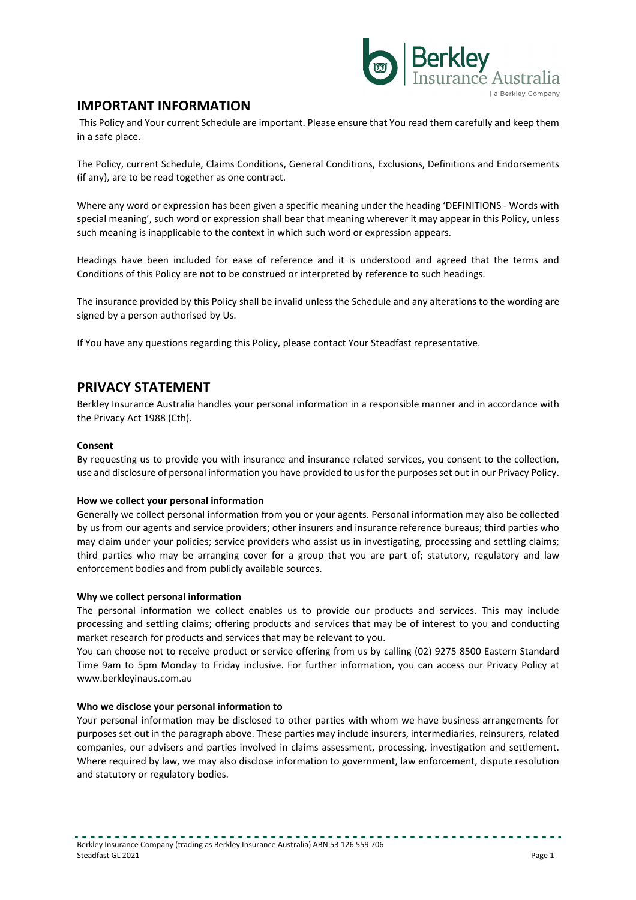# IMPORTANT INFORMATION

This Policy and Your current Schedule are important. Please ensure that You read them carefully and keep them in a safe place.

The Policy, current Schedule, Claims Conditions, General Conditions, Exclusions, Definitions and Endorsements (if any), are to be read together as one contract.

Where any word or expression has been given a specific meaning under the heading 'DEFINITIONS - Words with special meaning', such word or expression shall bear that meaning wherever it may appear in this Policy, unless such meaning is inapplicable to the context in which such word or expression appears.

Headings have been included for ease of reference and it is understood and agreed that the terms and Conditions of this Policy are not to be construed or interpreted by reference to such headings.

The insurance provided by this Policy shall be invalid unless the Schedule and any alterations to the wording are signed by a person authorised by Us.

If You have any questions regarding this Policy, please contact Your Steadfast representative.

# PRIVACY STATEMENT

Berkley Insurance Australia handles your personal information in a responsible manner and in accordance with the Privacy Act 1988 (Cth).

**Consent**

By requesting us to provide you with insurance and insurance related services, you consent to the collection, use and disclosure of personal information you have provided to us for the purposes set out in our Privacy Policy.

**How we collect your personal information**

Generally we collect personal information from you or your agents. Personal information may also be collected by us from our agents and service providers; other insurers and insurance reference bureaus; third parties who may claim under your policies; service providers who assist us in investigating, processing and settling claims; third parties who may be arranging cover for a group that you are part of; statutory, regulatory and law enforcement bodies and from publicly available sources.

**Why we collect personal information**

The personal information we collect enables us to provide our products and services. This may include processing and settling claims; offering products and services that may be of interest to you and conducting market research for products and services that may be relevant to you.

You can choose not to receive product or service offering from us by calling (02) 9275 8500 Eastern Standard Time 9am to 5pm Monday to Friday inclusive. For further information, you can access our Privacy Policy at www.berkleyinaus.com.au

**Who we disclose your personal information to**

Your personal information may be disclosed to other parties with whom we have business arrangements for purposes set out in the paragraph above. These parties may include insurers, intermediaries, reinsurers, related companies, our advisers and parties involved in claims assessment, processing, investigation and settlement. Where required by law, we may also disclose information to government, law enforcement, dispute resolution and statutory or regulatory bodies.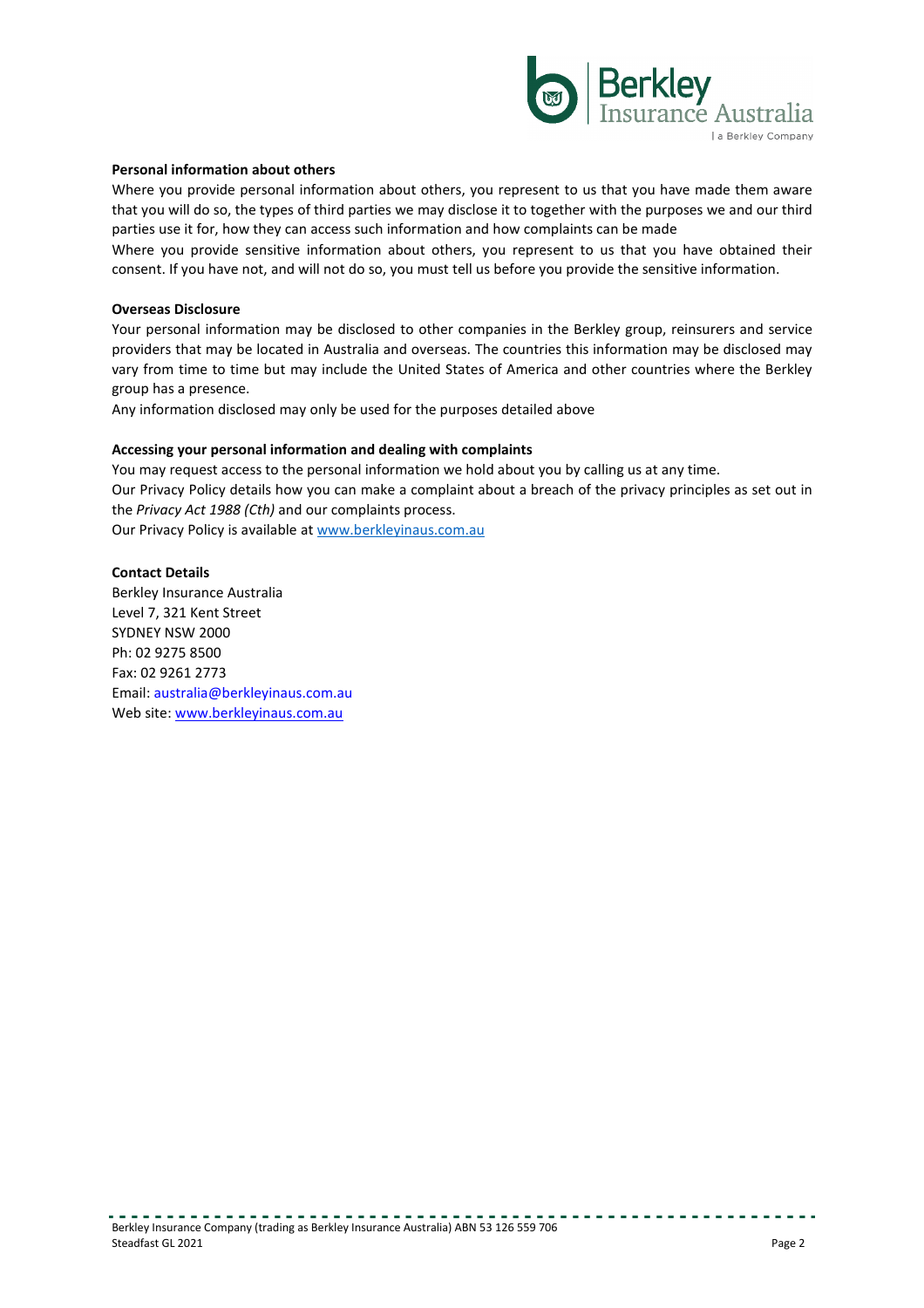**Personal information about others**

Where you provide personal information about others, you represent to us that you have made them aware that you will do so, the types of third parties we may disclose it to together with the purposes we and our third parties use it for, how they can access such information and how complaints can be made

Where you provide sensitive information about others, you represent to us that you have obtained their consent. If you have not, and will not do so, you must tell us before you provide the sensitive information.

**Overseas Disclosure**

Your personal information may be disclosed to other companies in the Berkley group, reinsurers and service providers that may be located in Australia and overseas. The countries this information may be disclosed may vary from time to time but may include the United States of America and other countries where the Berkley group has a presence.

Any information disclosed may only be used for the purposes detailed above

**Accessing your personal information and dealing with complaints**

You may request access to the personal information we hold about you by calling us at any time.

Our Privacy Policy details how you can make a complaint about a breach of the privacy principles as set out in the *Privacy Act 1988 (Cth)* and our complaints process.

Our Privacy Policy is available at www.berkleyinaus.com.au

**Contact Details**

Berkley Insurance Australia
Level 7, 321 Kent Street
SYDNEY NSW 2000
Ph: 02 9275 8500
Fax: 02 9261 2773
Email: australia@berkleyinaus.com.au
Web site: www.berkleyinaus.com.au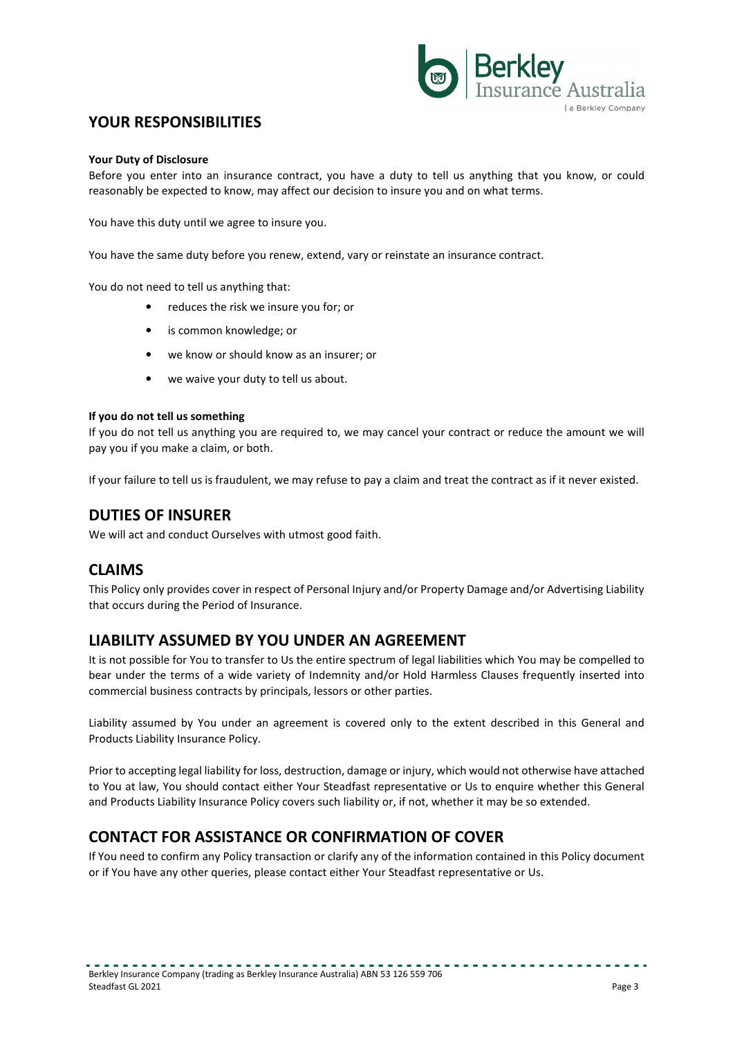## YOUR RESPONSIBILITIES

**Your Duty of Disclosure**

Before you enter into an insurance contract, you have a duty to tell us anything that you know, or could reasonably be expected to know, may affect our decision to insure you and on what terms.

You have this duty until we agree to insure you.

You have the same duty before you renew, extend, vary or reinstate an insurance contract.

You do not need to tell us anything that:

- reduces the risk we insure you for; or
- is common knowledge; or
- we know or should know as an insurer; or
- we waive your duty to tell us about.

**If you do not tell us something**

If you do not tell us anything you are required to, we may cancel your contract or reduce the amount we will pay you if you make a claim, or both.

If your failure to tell us is fraudulent, we may refuse to pay a claim and treat the contract as if it never existed.

## DUTIES OF INSURER

We will act and conduct Ourselves with utmost good faith.

## CLAIMS

This Policy only provides cover in respect of Personal Injury and/or Property Damage and/or Advertising Liability that occurs during the Period of Insurance.

## LIABILITY ASSUMED BY YOU UNDER AN AGREEMENT

It is not possible for You to transfer to Us the entire spectrum of legal liabilities which You may be compelled to bear under the terms of a wide variety of Indemnity and/or Hold Harmless Clauses frequently inserted into commercial business contracts by principals, lessors or other parties.

Liability assumed by You under an agreement is covered only to the extent described in this General and Products Liability Insurance Policy.

Prior to accepting legal liability for loss, destruction, damage or injury, which would not otherwise have attached to You at law, You should contact either Your Steadfast representative or Us to enquire whether this General and Products Liability Insurance Policy covers such liability or, if not, whether it may be so extended.

## CONTACT FOR ASSISTANCE OR CONFIRMATION OF COVER

If You need to confirm any Policy transaction or clarify any of the information contained in this Policy document or if You have any other queries, please contact either Your Steadfast representative or Us.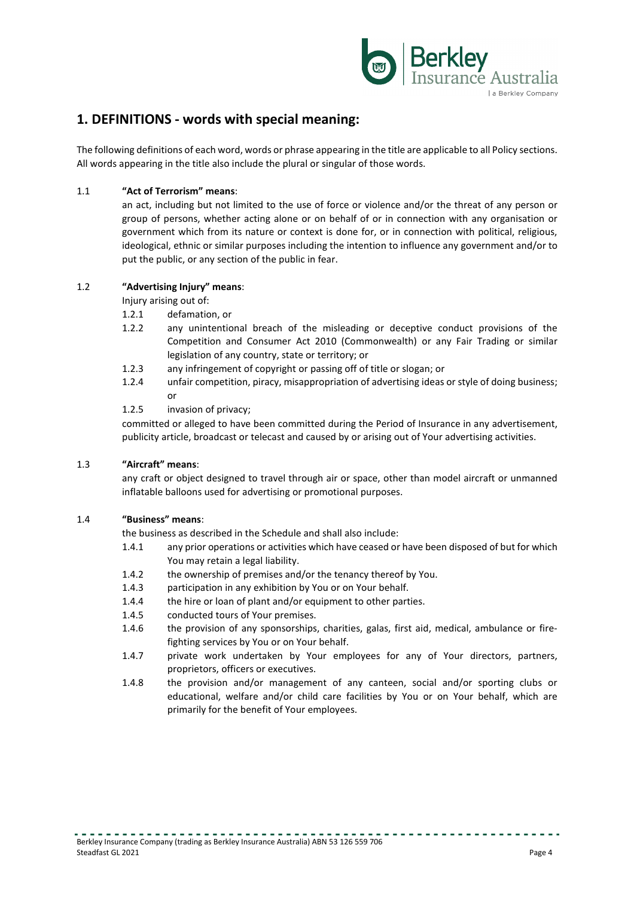## 1. DEFINITIONS - words with special meaning:

The following definitions of each word, words or phrase appearing in the title are applicable to all Policy sections. All words appearing in the title also include the plural or singular of those words.

1.1 **"Act of Terrorism" means**:

an act, including but not limited to the use of force or violence and/or the threat of any person or group of persons, whether acting alone or on behalf of or in connection with any organisation or government which from its nature or context is done for, or in connection with political, religious, ideological, ethnic or similar purposes including the intention to influence any government and/or to put the public, or any section of the public in fear.

1.2 **"Advertising Injury" means**:

Injury arising out of:

1.2.1 defamation, or

1.2.2 any unintentional breach of the misleading or deceptive conduct provisions of the Competition and Consumer Act 2010 (Commonwealth) or any Fair Trading or similar legislation of any country, state or territory; or

1.2.3 any infringement of copyright or passing off of title or slogan; or

1.2.4 unfair competition, piracy, misappropriation of advertising ideas or style of doing business; or

1.2.5 invasion of privacy;

committed or alleged to have been committed during the Period of Insurance in any advertisement, publicity article, broadcast or telecast and caused by or arising out of Your advertising activities.

1.3 **"Aircraft" means**:

any craft or object designed to travel through air or space, other than model aircraft or unmanned inflatable balloons used for advertising or promotional purposes.

1.4 **"Business" means**:

the business as described in the Schedule and shall also include:

1.4.1 any prior operations or activities which have ceased or have been disposed of but for which You may retain a legal liability.

1.4.2 the ownership of premises and/or the tenancy thereof by You.

1.4.3 participation in any exhibition by You or on Your behalf.

1.4.4 the hire or loan of plant and/or equipment to other parties.

1.4.5 conducted tours of Your premises.

1.4.6 the provision of any sponsorships, charities, galas, first aid, medical, ambulance or fire-fighting services by You or on Your behalf.

1.4.7 private work undertaken by Your employees for any of Your directors, partners, proprietors, officers or executives.

1.4.8 the provision and/or management of any canteen, social and/or sporting clubs or educational, welfare and/or child care facilities by You or on Your behalf, which are primarily for the benefit of Your employees.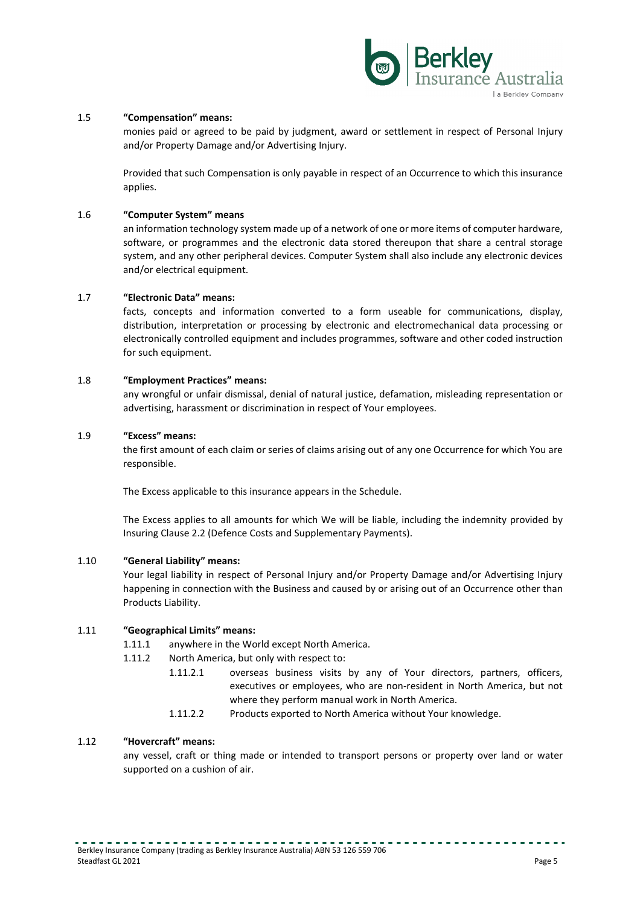1.5 **"Compensation" means:**

monies paid or agreed to be paid by judgment, award or settlement in respect of Personal Injury and/or Property Damage and/or Advertising Injury.

Provided that such Compensation is only payable in respect of an Occurrence to which this insurance applies.

1.6 **"Computer System" means**

an information technology system made up of a network of one or more items of computer hardware, software, or programmes and the electronic data stored thereupon that share a central storage system, and any other peripheral devices. Computer System shall also include any electronic devices and/or electrical equipment.

1.7 **"Electronic Data" means:**

facts, concepts and information converted to a form useable for communications, display, distribution, interpretation or processing by electronic and electromechanical data processing or electronically controlled equipment and includes programmes, software and other coded instruction for such equipment.

1.8 **"Employment Practices" means:**

any wrongful or unfair dismissal, denial of natural justice, defamation, misleading representation or advertising, harassment or discrimination in respect of Your employees.

1.9 **"Excess" means:**

the first amount of each claim or series of claims arising out of any one Occurrence for which You are responsible.

The Excess applicable to this insurance appears in the Schedule.

The Excess applies to all amounts for which We will be liable, including the indemnity provided by Insuring Clause 2.2 (Defence Costs and Supplementary Payments).

1.10 **"General Liability" means:**

Your legal liability in respect of Personal Injury and/or Property Damage and/or Advertising Injury happening in connection with the Business and caused by or arising out of an Occurrence other than Products Liability.

1.11 **"Geographical Limits" means:**

1.11.1 anywhere in the World except North America.

1.11.2 North America, but only with respect to:

1.11.2.1 overseas business visits by any of Your directors, partners, officers, executives or employees, who are non-resident in North America, but not where they perform manual work in North America.

1.11.2.2 Products exported to North America without Your knowledge.

1.12 **"Hovercraft" means:**

any vessel, craft or thing made or intended to transport persons or property over land or water supported on a cushion of air.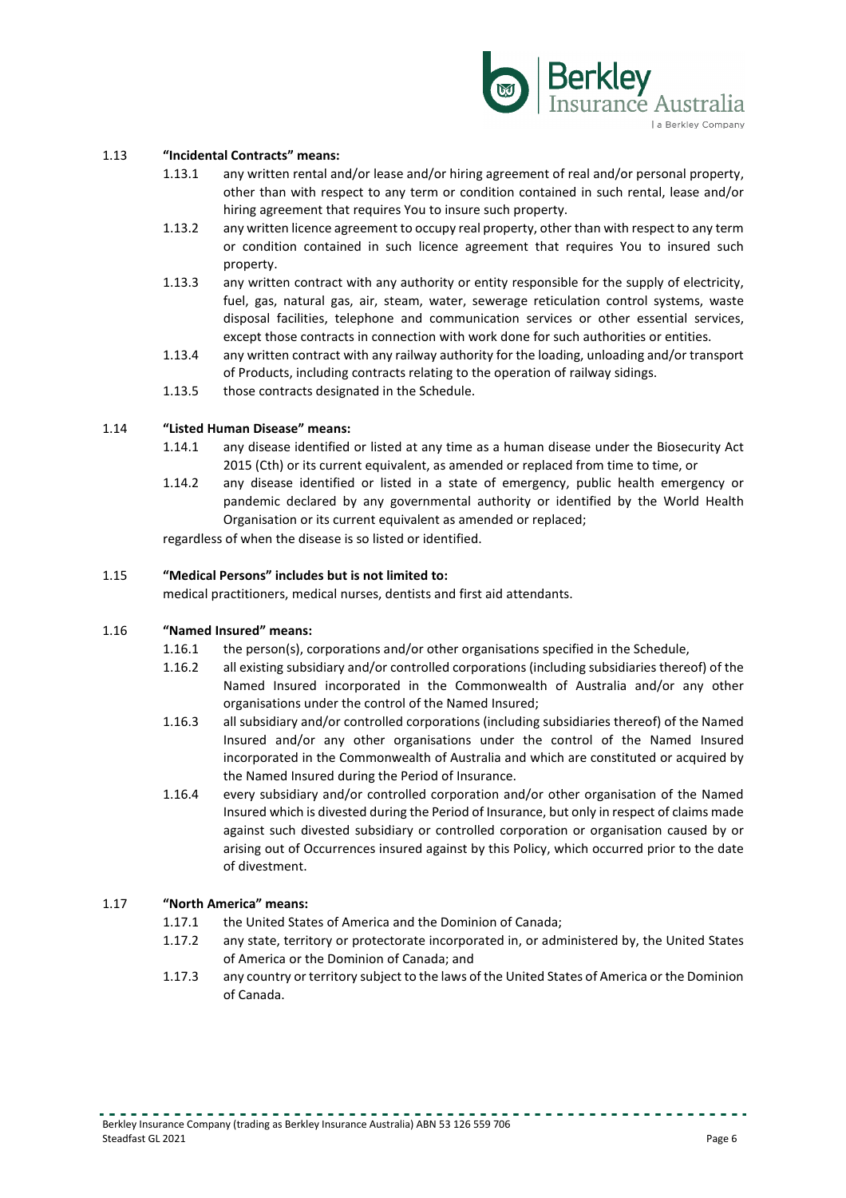1.13 **"Incidental Contracts" means:**

1.13.1 any written rental and/or lease and/or hiring agreement of real and/or personal property, other than with respect to any term or condition contained in such rental, lease and/or hiring agreement that requires You to insure such property.

1.13.2 any written licence agreement to occupy real property, other than with respect to any term or condition contained in such licence agreement that requires You to insured such property.

1.13.3 any written contract with any authority or entity responsible for the supply of electricity, fuel, gas, natural gas, air, steam, water, sewerage reticulation control systems, waste disposal facilities, telephone and communication services or other essential services, except those contracts in connection with work done for such authorities or entities.

1.13.4 any written contract with any railway authority for the loading, unloading and/or transport of Products, including contracts relating to the operation of railway sidings.

1.13.5 those contracts designated in the Schedule.

1.14 **"Listed Human Disease" means:**

1.14.1 any disease identified or listed at any time as a human disease under the Biosecurity Act 2015 (Cth) or its current equivalent, as amended or replaced from time to time, or

1.14.2 any disease identified or listed in a state of emergency, public health emergency or pandemic declared by any governmental authority or identified by the World Health Organisation or its current equivalent as amended or replaced;

regardless of when the disease is so listed or identified.

1.15 **"Medical Persons" includes but is not limited to:**

medical practitioners, medical nurses, dentists and first aid attendants.

1.16 **"Named Insured" means:**

1.16.1 the person(s), corporations and/or other organisations specified in the Schedule,

1.16.2 all existing subsidiary and/or controlled corporations (including subsidiaries thereof) of the Named Insured incorporated in the Commonwealth of Australia and/or any other organisations under the control of the Named Insured;

1.16.3 all subsidiary and/or controlled corporations (including subsidiaries thereof) of the Named Insured and/or any other organisations under the control of the Named Insured incorporated in the Commonwealth of Australia and which are constituted or acquired by the Named Insured during the Period of Insurance.

1.16.4 every subsidiary and/or controlled corporation and/or other organisation of the Named Insured which is divested during the Period of Insurance, but only in respect of claims made against such divested subsidiary or controlled corporation or organisation caused by or arising out of Occurrences insured against by this Policy, which occurred prior to the date of divestment.

1.17 **"North America" means:**

1.17.1 the United States of America and the Dominion of Canada;

1.17.2 any state, territory or protectorate incorporated in, or administered by, the United States of America or the Dominion of Canada; and

1.17.3 any country or territory subject to the laws of the United States of America or the Dominion of Canada.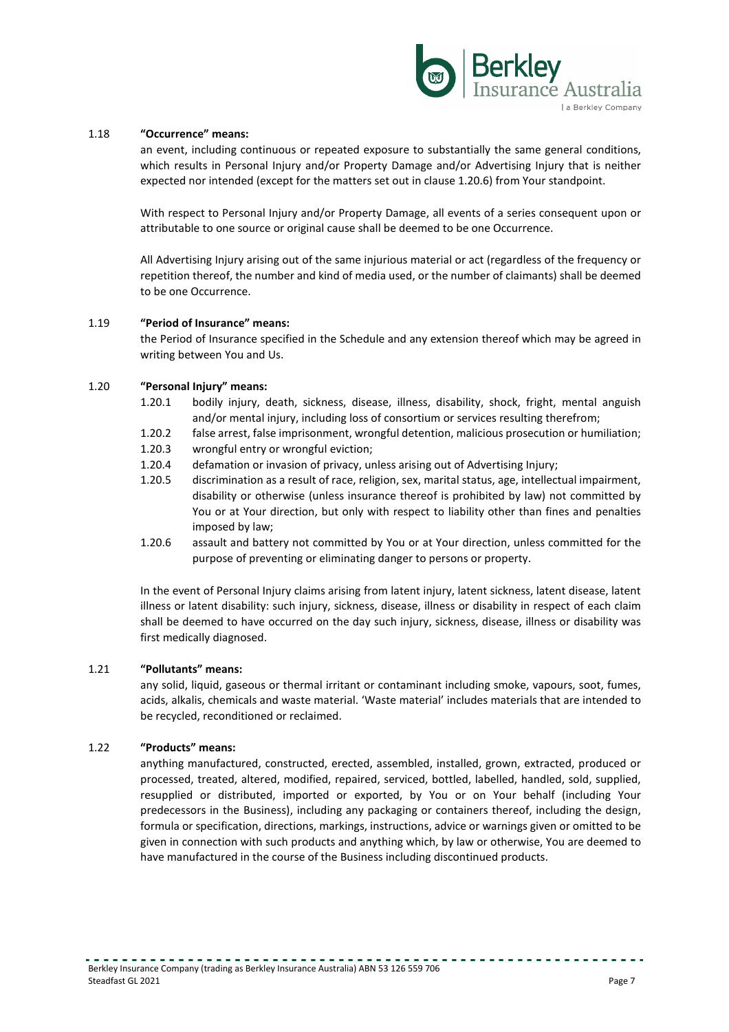1.18 **"Occurrence" means:**

an event, including continuous or repeated exposure to substantially the same general conditions, which results in Personal Injury and/or Property Damage and/or Advertising Injury that is neither expected nor intended (except for the matters set out in clause 1.20.6) from Your standpoint.

With respect to Personal Injury and/or Property Damage, all events of a series consequent upon or attributable to one source or original cause shall be deemed to be one Occurrence.

All Advertising Injury arising out of the same injurious material or act (regardless of the frequency or repetition thereof, the number and kind of media used, or the number of claimants) shall be deemed to be one Occurrence.

1.19 **"Period of Insurance" means:**

the Period of Insurance specified in the Schedule and any extension thereof which may be agreed in writing between You and Us.

1.20 **"Personal Injury" means:**

- 1.20.1 bodily injury, death, sickness, disease, illness, disability, shock, fright, mental anguish and/or mental injury, including loss of consortium or services resulting therefrom;
- 1.20.2 false arrest, false imprisonment, wrongful detention, malicious prosecution or humiliation;
- 1.20.3 wrongful entry or wrongful eviction;
- 1.20.4 defamation or invasion of privacy, unless arising out of Advertising Injury;
- 1.20.5 discrimination as a result of race, religion, sex, marital status, age, intellectual impairment, disability or otherwise (unless insurance thereof is prohibited by law) not committed by You or at Your direction, but only with respect to liability other than fines and penalties imposed by law;
- 1.20.6 assault and battery not committed by You or at Your direction, unless committed for the purpose of preventing or eliminating danger to persons or property.

In the event of Personal Injury claims arising from latent injury, latent sickness, latent disease, latent illness or latent disability: such injury, sickness, disease, illness or disability in respect of each claim shall be deemed to have occurred on the day such injury, sickness, disease, illness or disability was first medically diagnosed.

1.21 **"Pollutants" means:**

any solid, liquid, gaseous or thermal irritant or contaminant including smoke, vapours, soot, fumes, acids, alkalis, chemicals and waste material. 'Waste material' includes materials that are intended to be recycled, reconditioned or reclaimed.

1.22 **"Products" means:**

anything manufactured, constructed, erected, assembled, installed, grown, extracted, produced or processed, treated, altered, modified, repaired, serviced, bottled, labelled, handled, sold, supplied, resupplied or distributed, imported or exported, by You or on Your behalf (including Your predecessors in the Business), including any packaging or containers thereof, including the design, formula or specification, directions, markings, instructions, advice or warnings given or omitted to be given in connection with such products and anything which, by law or otherwise, You are deemed to have manufactured in the course of the Business including discontinued products.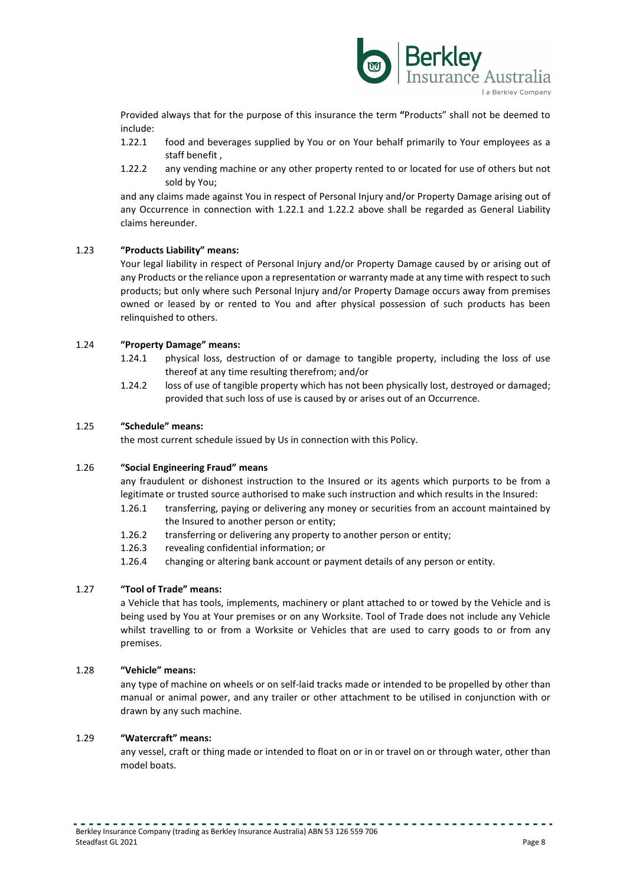Provided always that for the purpose of this insurance the term **"**Products" shall not be deemed to include:

1.22.1 food and beverages supplied by You or on Your behalf primarily to Your employees as a staff benefit ,

1.22.2 any vending machine or any other property rented to or located for use of others but not sold by You;

and any claims made against You in respect of Personal Injury and/or Property Damage arising out of any Occurrence in connection with 1.22.1 and 1.22.2 above shall be regarded as General Liability claims hereunder.

1.23 **"Products Liability" means:**

Your legal liability in respect of Personal Injury and/or Property Damage caused by or arising out of any Products or the reliance upon a representation or warranty made at any time with respect to such products; but only where such Personal Injury and/or Property Damage occurs away from premises owned or leased by or rented to You and after physical possession of such products has been relinquished to others.

1.24 **"Property Damage" means:**

1.24.1 physical loss, destruction of or damage to tangible property, including the loss of use thereof at any time resulting therefrom; and/or

1.24.2 loss of use of tangible property which has not been physically lost, destroyed or damaged; provided that such loss of use is caused by or arises out of an Occurrence.

1.25 **"Schedule" means:**

the most current schedule issued by Us in connection with this Policy.

1.26 **"Social Engineering Fraud" means**

any fraudulent or dishonest instruction to the Insured or its agents which purports to be from a legitimate or trusted source authorised to make such instruction and which results in the Insured:

1.26.1 transferring, paying or delivering any money or securities from an account maintained by the Insured to another person or entity;

1.26.2 transferring or delivering any property to another person or entity;

1.26.3 revealing confidential information; or

1.26.4 changing or altering bank account or payment details of any person or entity.

1.27 **"Tool of Trade" means:**

a Vehicle that has tools, implements, machinery or plant attached to or towed by the Vehicle and is being used by You at Your premises or on any Worksite. Tool of Trade does not include any Vehicle whilst travelling to or from a Worksite or Vehicles that are used to carry goods to or from any premises.

1.28 **"Vehicle" means:**

any type of machine on wheels or on self-laid tracks made or intended to be propelled by other than manual or animal power, and any trailer or other attachment to be utilised in conjunction with or drawn by any such machine.

1.29 **"Watercraft" means:**

any vessel, craft or thing made or intended to float on or in or travel on or through water, other than model boats.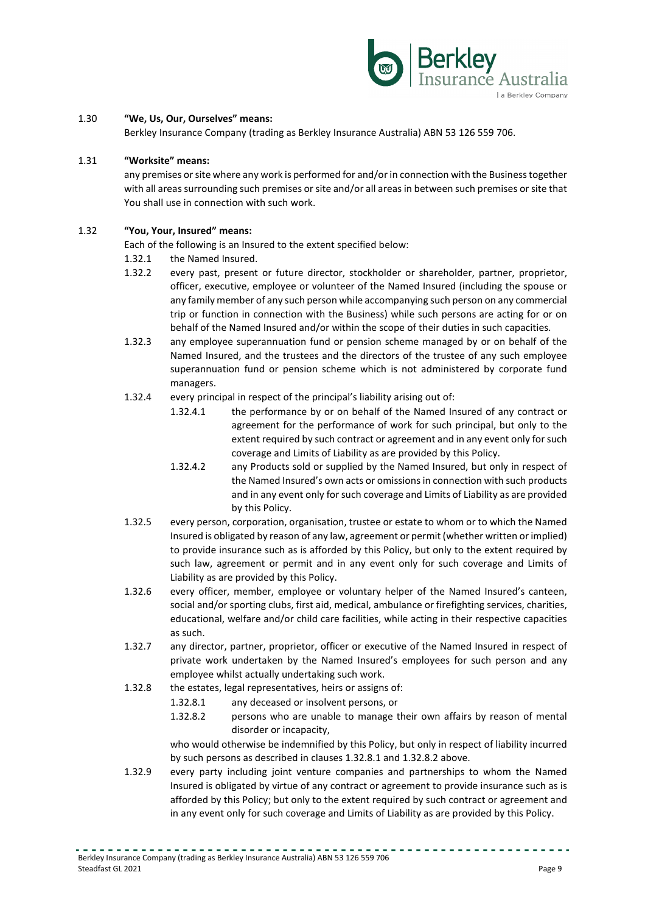1.30 **"We, Us, Our, Ourselves" means:**

Berkley Insurance Company (trading as Berkley Insurance Australia) ABN 53 126 559 706.

1.31 **"Worksite" means:**

any premises or site where any work is performed for and/or in connection with the Business together with all areas surrounding such premises or site and/or all areas in between such premises or site that You shall use in connection with such work.

1.32 **"You, Your, Insured" means:**

Each of the following is an Insured to the extent specified below:

1.32.1 the Named Insured.

1.32.2 every past, present or future director, stockholder or shareholder, partner, proprietor, officer, executive, employee or volunteer of the Named Insured (including the spouse or any family member of any such person while accompanying such person on any commercial trip or function in connection with the Business) while such persons are acting for or on behalf of the Named Insured and/or within the scope of their duties in such capacities.

1.32.3 any employee superannuation fund or pension scheme managed by or on behalf of the Named Insured, and the trustees and the directors of the trustee of any such employee superannuation fund or pension scheme which is not administered by corporate fund managers.

1.32.4 every principal in respect of the principal's liability arising out of:

1.32.4.1 the performance by or on behalf of the Named Insured of any contract or agreement for the performance of work for such principal, but only to the extent required by such contract or agreement and in any event only for such coverage and Limits of Liability as are provided by this Policy.

1.32.4.2 any Products sold or supplied by the Named Insured, but only in respect of the Named Insured's own acts or omissions in connection with such products and in any event only for such coverage and Limits of Liability as are provided by this Policy.

1.32.5 every person, corporation, organisation, trustee or estate to whom or to which the Named Insured is obligated by reason of any law, agreement or permit (whether written or implied) to provide insurance such as is afforded by this Policy, but only to the extent required by such law, agreement or permit and in any event only for such coverage and Limits of Liability as are provided by this Policy.

1.32.6 every officer, member, employee or voluntary helper of the Named Insured's canteen, social and/or sporting clubs, first aid, medical, ambulance or firefighting services, charities, educational, welfare and/or child care facilities, while acting in their respective capacities as such.

1.32.7 any director, partner, proprietor, officer or executive of the Named Insured in respect of private work undertaken by the Named Insured's employees for such person and any employee whilst actually undertaking such work.

1.32.8 the estates, legal representatives, heirs or assigns of:

1.32.8.1 any deceased or insolvent persons, or

1.32.8.2 persons who are unable to manage their own affairs by reason of mental disorder or incapacity,

who would otherwise be indemnified by this Policy, but only in respect of liability incurred by such persons as described in clauses 1.32.8.1 and 1.32.8.2 above.

1.32.9 every party including joint venture companies and partnerships to whom the Named Insured is obligated by virtue of any contract or agreement to provide insurance such as is afforded by this Policy; but only to the extent required by such contract or agreement and in any event only for such coverage and Limits of Liability as are provided by this Policy.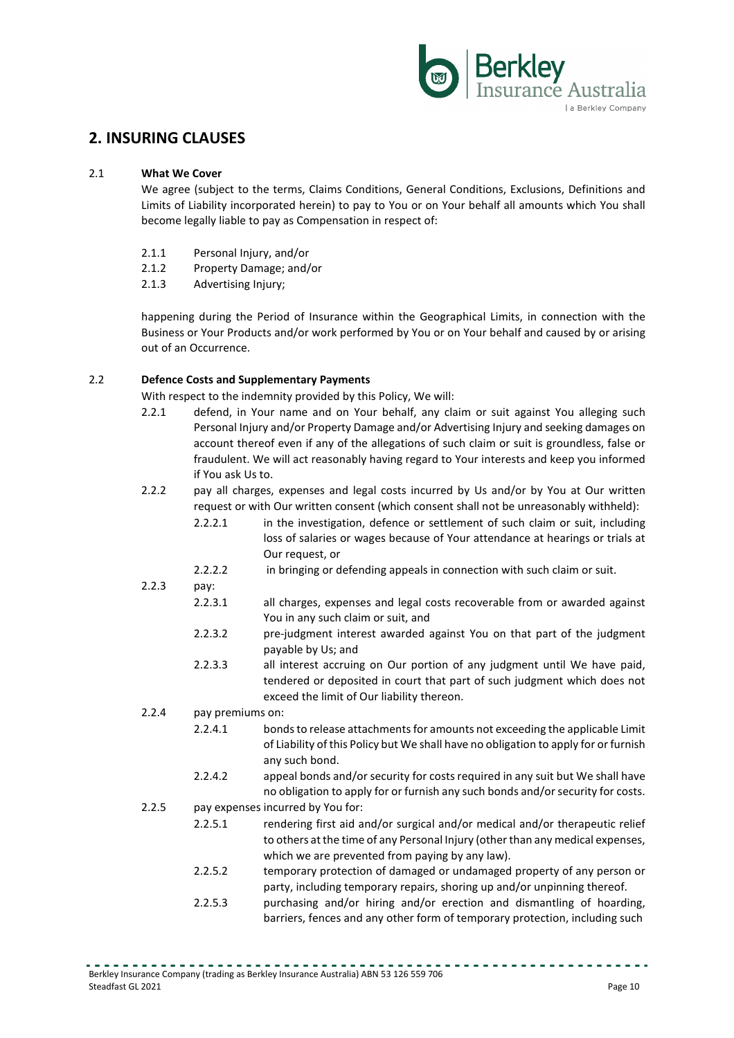## 2. INSURING CLAUSES

**2.1 What We Cover**

We agree (subject to the terms, Claims Conditions, General Conditions, Exclusions, Definitions and Limits of Liability incorporated herein) to pay to You or on Your behalf all amounts which You shall become legally liable to pay as Compensation in respect of:

- 2.1.1 Personal Injury, and/or
- 2.1.2 Property Damage; and/or
- 2.1.3 Advertising Injury;

happening during the Period of Insurance within the Geographical Limits, in connection with the Business or Your Products and/or work performed by You or on Your behalf and caused by or arising out of an Occurrence.

**2.2 Defence Costs and Supplementary Payments**

With respect to the indemnity provided by this Policy, We will:

- 2.2.1 defend, in Your name and on Your behalf, any claim or suit against You alleging such Personal Injury and/or Property Damage and/or Advertising Injury and seeking damages on account thereof even if any of the allegations of such claim or suit is groundless, false or fraudulent. We will act reasonably having regard to Your interests and keep you informed if You ask Us to.
- 2.2.2 pay all charges, expenses and legal costs incurred by Us and/or by You at Our written request or with Our written consent (which consent shall not be unreasonably withheld):
  - 2.2.2.1 in the investigation, defence or settlement of such claim or suit, including loss of salaries or wages because of Your attendance at hearings or trials at Our request, or
  - 2.2.2.2 in bringing or defending appeals in connection with such claim or suit.
- 2.2.3 pay:
  - 2.2.3.1 all charges, expenses and legal costs recoverable from or awarded against You in any such claim or suit, and
  - 2.2.3.2 pre-judgment interest awarded against You on that part of the judgment payable by Us; and
  - 2.2.3.3 all interest accruing on Our portion of any judgment until We have paid, tendered or deposited in court that part of such judgment which does not exceed the limit of Our liability thereon.
- 2.2.4 pay premiums on:
  - 2.2.4.1 bonds to release attachments for amounts not exceeding the applicable Limit of Liability of this Policy but We shall have no obligation to apply for or furnish any such bond.
  - 2.2.4.2 appeal bonds and/or security for costs required in any suit but We shall have no obligation to apply for or furnish any such bonds and/or security for costs.
- 2.2.5 pay expenses incurred by You for:
  - 2.2.5.1 rendering first aid and/or surgical and/or medical and/or therapeutic relief to others at the time of any Personal Injury (other than any medical expenses, which we are prevented from paying by any law).
  - 2.2.5.2 temporary protection of damaged or undamaged property of any person or party, including temporary repairs, shoring up and/or unpinning thereof.
  - 2.2.5.3 purchasing and/or hiring and/or erection and dismantling of hoarding, barriers, fences and any other form of temporary protection, including such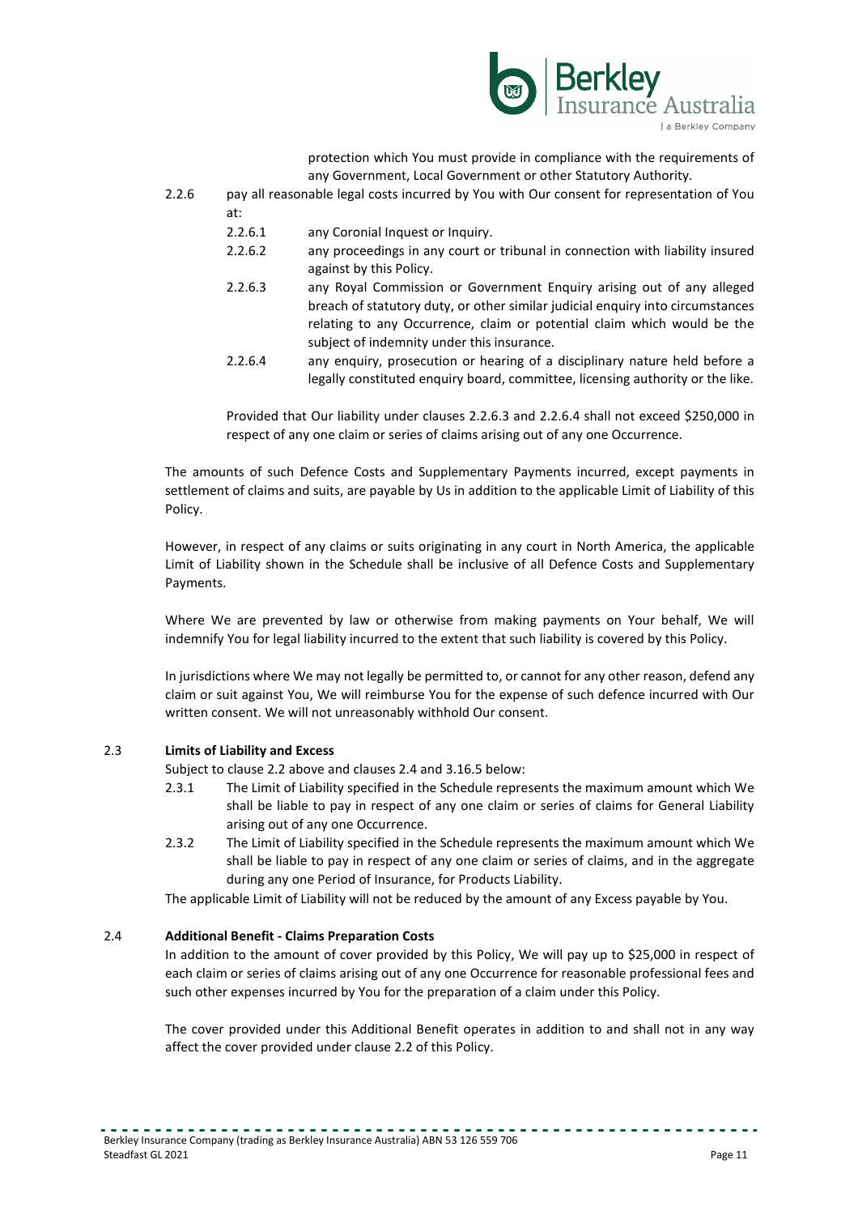protection which You must provide in compliance with the requirements of any Government, Local Government or other Statutory Authority.

2.2.6 pay all reasonable legal costs incurred by You with Our consent for representation of You at:

- 2.2.6.1 any Coronial Inquest or Inquiry.
- 2.2.6.2 any proceedings in any court or tribunal in connection with liability insured against by this Policy.
- 2.2.6.3 any Royal Commission or Government Enquiry arising out of any alleged breach of statutory duty, or other similar judicial enquiry into circumstances relating to any Occurrence, claim or potential claim which would be the subject of indemnity under this insurance.
- 2.2.6.4 any enquiry, prosecution or hearing of a disciplinary nature held before a legally constituted enquiry board, committee, licensing authority or the like.

Provided that Our liability under clauses 2.2.6.3 and 2.2.6.4 shall not exceed $250,000 in respect of any one claim or series of claims arising out of any one Occurrence.

The amounts of such Defence Costs and Supplementary Payments incurred, except payments in settlement of claims and suits, are payable by Us in addition to the applicable Limit of Liability of this Policy.

However, in respect of any claims or suits originating in any court in North America, the applicable Limit of Liability shown in the Schedule shall be inclusive of all Defence Costs and Supplementary Payments.

Where We are prevented by law or otherwise from making payments on Your behalf, We will indemnify You for legal liability incurred to the extent that such liability is covered by this Policy.

In jurisdictions where We may not legally be permitted to, or cannot for any other reason, defend any claim or suit against You, We will reimburse You for the expense of such defence incurred with Our written consent. We will not unreasonably withhold Our consent.

### 2.3 Limits of Liability and Excess

Subject to clause 2.2 above and clauses 2.4 and 3.16.5 below:

- 2.3.1 The Limit of Liability specified in the Schedule represents the maximum amount which We shall be liable to pay in respect of any one claim or series of claims for General Liability arising out of any one Occurrence.
- 2.3.2 The Limit of Liability specified in the Schedule represents the maximum amount which We shall be liable to pay in respect of any one claim or series of claims, and in the aggregate during any one Period of Insurance, for Products Liability.

The applicable Limit of Liability will not be reduced by the amount of any Excess payable by You.

### 2.4 Additional Benefit - Claims Preparation Costs

In addition to the amount of cover provided by this Policy, We will pay up to $25,000 in respect of each claim or series of claims arising out of any one Occurrence for reasonable professional fees and such other expenses incurred by You for the preparation of a claim under this Policy.

The cover provided under this Additional Benefit operates in addition to and shall not in any way affect the cover provided under clause 2.2 of this Policy.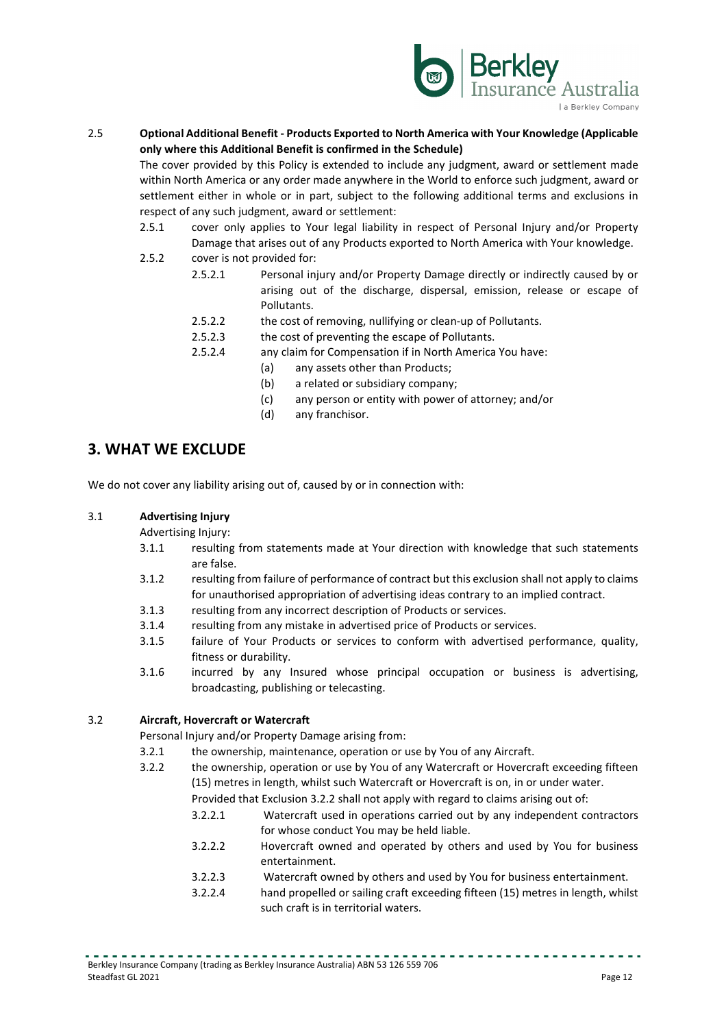2.5 **Optional Additional Benefit - Products Exported to North America with Your Knowledge (Applicable only where this Additional Benefit is confirmed in the Schedule)**

The cover provided by this Policy is extended to include any judgment, award or settlement made within North America or any order made anywhere in the World to enforce such judgment, award or settlement either in whole or in part, subject to the following additional terms and exclusions in respect of any such judgment, award or settlement:

- 2.5.1 cover only applies to Your legal liability in respect of Personal Injury and/or Property Damage that arises out of any Products exported to North America with Your knowledge.
- 2.5.2 cover is not provided for:
  - 2.5.2.1 Personal injury and/or Property Damage directly or indirectly caused by or arising out of the discharge, dispersal, emission, release or escape of Pollutants.
  - 2.5.2.2 the cost of removing, nullifying or clean-up of Pollutants.
  - 2.5.2.3 the cost of preventing the escape of Pollutants.
  - 2.5.2.4 any claim for Compensation if in North America You have:
    - (a) any assets other than Products;
    - (b) a related or subsidiary company;
    - (c) any person or entity with power of attorney; and/or
    - (d) any franchisor.

## 3. WHAT WE EXCLUDE

We do not cover any liability arising out of, caused by or in connection with:

3.1 **Advertising Injury**

Advertising Injury:

- 3.1.1 resulting from statements made at Your direction with knowledge that such statements are false.
- 3.1.2 resulting from failure of performance of contract but this exclusion shall not apply to claims for unauthorised appropriation of advertising ideas contrary to an implied contract.
- 3.1.3 resulting from any incorrect description of Products or services.
- 3.1.4 resulting from any mistake in advertised price of Products or services.
- 3.1.5 failure of Your Products or services to conform with advertised performance, quality, fitness or durability.
- 3.1.6 incurred by any Insured whose principal occupation or business is advertising, broadcasting, publishing or telecasting.

3.2 **Aircraft, Hovercraft or Watercraft**

Personal Injury and/or Property Damage arising from:

- 3.2.1 the ownership, maintenance, operation or use by You of any Aircraft.
- 3.2.2 the ownership, operation or use by You of any Watercraft or Hovercraft exceeding fifteen (15) metres in length, whilst such Watercraft or Hovercraft is on, in or under water.

  Provided that Exclusion 3.2.2 shall not apply with regard to claims arising out of:
  - 3.2.2.1 Watercraft used in operations carried out by any independent contractors for whose conduct You may be held liable.
  - 3.2.2.2 Hovercraft owned and operated by others and used by You for business entertainment.
  - 3.2.2.3 Watercraft owned by others and used by You for business entertainment.
  - 3.2.2.4 hand propelled or sailing craft exceeding fifteen (15) metres in length, whilst such craft is in territorial waters.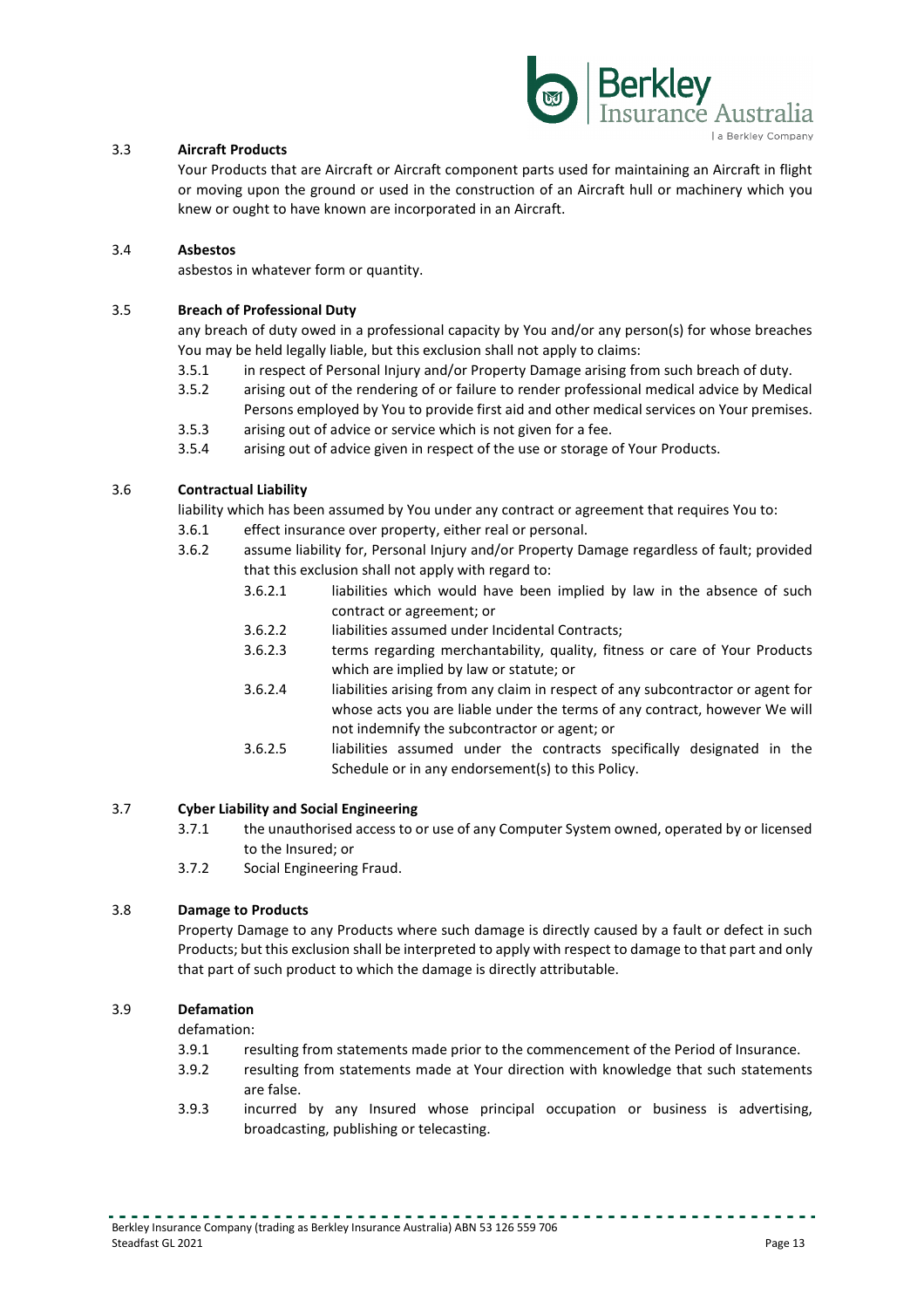### 3.3 Aircraft Products

Your Products that are Aircraft or Aircraft component parts used for maintaining an Aircraft in flight or moving upon the ground or used in the construction of an Aircraft hull or machinery which you knew or ought to have known are incorporated in an Aircraft.

### 3.4 Asbestos

asbestos in whatever form or quantity.

### 3.5 Breach of Professional Duty

any breach of duty owed in a professional capacity by You and/or any person(s) for whose breaches You may be held legally liable, but this exclusion shall not apply to claims:

- 3.5.1 in respect of Personal Injury and/or Property Damage arising from such breach of duty.
- 3.5.2 arising out of the rendering of or failure to render professional medical advice by Medical Persons employed by You to provide first aid and other medical services on Your premises.
- 3.5.3 arising out of advice or service which is not given for a fee.
- 3.5.4 arising out of advice given in respect of the use or storage of Your Products.

### 3.6 Contractual Liability

liability which has been assumed by You under any contract or agreement that requires You to:

- 3.6.1 effect insurance over property, either real or personal.
- 3.6.2 assume liability for, Personal Injury and/or Property Damage regardless of fault; provided that this exclusion shall not apply with regard to:
  - 3.6.2.1 liabilities which would have been implied by law in the absence of such contract or agreement; or
  - 3.6.2.2 liabilities assumed under Incidental Contracts;
  - 3.6.2.3 terms regarding merchantability, quality, fitness or care of Your Products which are implied by law or statute; or
  - 3.6.2.4 liabilities arising from any claim in respect of any subcontractor or agent for whose acts you are liable under the terms of any contract, however We will not indemnify the subcontractor or agent; or
  - 3.6.2.5 liabilities assumed under the contracts specifically designated in the Schedule or in any endorsement(s) to this Policy.

### 3.7 Cyber Liability and Social Engineering

- 3.7.1 the unauthorised access to or use of any Computer System owned, operated by or licensed to the Insured; or
- 3.7.2 Social Engineering Fraud.

### 3.8 Damage to Products

Property Damage to any Products where such damage is directly caused by a fault or defect in such Products; but this exclusion shall be interpreted to apply with respect to damage to that part and only that part of such product to which the damage is directly attributable.

### 3.9 Defamation

defamation:

- 3.9.1 resulting from statements made prior to the commencement of the Period of Insurance.
- 3.9.2 resulting from statements made at Your direction with knowledge that such statements are false.
- 3.9.3 incurred by any Insured whose principal occupation or business is advertising, broadcasting, publishing or telecasting.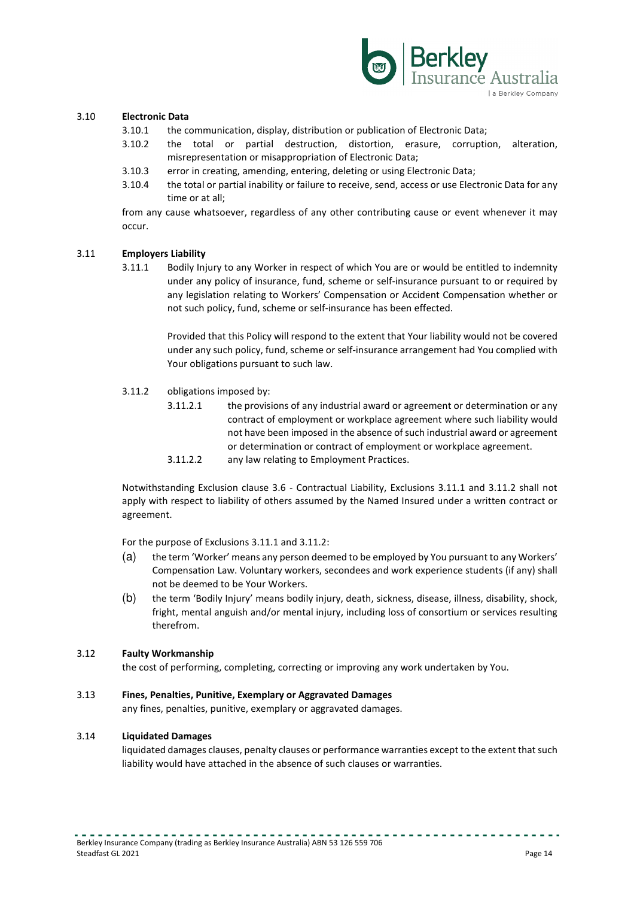3.10 **Electronic Data**

- 3.10.1 the communication, display, distribution or publication of Electronic Data;
- 3.10.2 the total or partial destruction, distortion, erasure, corruption, alteration, misrepresentation or misappropriation of Electronic Data;
- 3.10.3 error in creating, amending, entering, deleting or using Electronic Data;
- 3.10.4 the total or partial inability or failure to receive, send, access or use Electronic Data for any time or at all;

from any cause whatsoever, regardless of any other contributing cause or event whenever it may occur.

3.11 **Employers Liability**

- 3.11.1 Bodily Injury to any Worker in respect of which You are or would be entitled to indemnity under any policy of insurance, fund, scheme or self-insurance pursuant to or required by any legislation relating to Workers' Compensation or Accident Compensation whether or not such policy, fund, scheme or self-insurance has been effected.

  Provided that this Policy will respond to the extent that Your liability would not be covered under any such policy, fund, scheme or self-insurance arrangement had You complied with Your obligations pursuant to such law.

- 3.11.2 obligations imposed by:
  - 3.11.2.1 the provisions of any industrial award or agreement or determination or any contract of employment or workplace agreement where such liability would not have been imposed in the absence of such industrial award or agreement or determination or contract of employment or workplace agreement.
  - 3.11.2.2 any law relating to Employment Practices.

Notwithstanding Exclusion clause 3.6 - Contractual Liability, Exclusions 3.11.1 and 3.11.2 shall not apply with respect to liability of others assumed by the Named Insured under a written contract or agreement.

For the purpose of Exclusions 3.11.1 and 3.11.2:

(a) the term 'Worker' means any person deemed to be employed by You pursuant to any Workers' Compensation Law. Voluntary workers, secondees and work experience students (if any) shall not be deemed to be Your Workers.

(b) the term 'Bodily Injury' means bodily injury, death, sickness, disease, illness, disability, shock, fright, mental anguish and/or mental injury, including loss of consortium or services resulting therefrom.

3.12 **Faulty Workmanship**

the cost of performing, completing, correcting or improving any work undertaken by You.

3.13 **Fines, Penalties, Punitive, Exemplary or Aggravated Damages**

any fines, penalties, punitive, exemplary or aggravated damages.

3.14 **Liquidated Damages**

liquidated damages clauses, penalty clauses or performance warranties except to the extent that such liability would have attached in the absence of such clauses or warranties.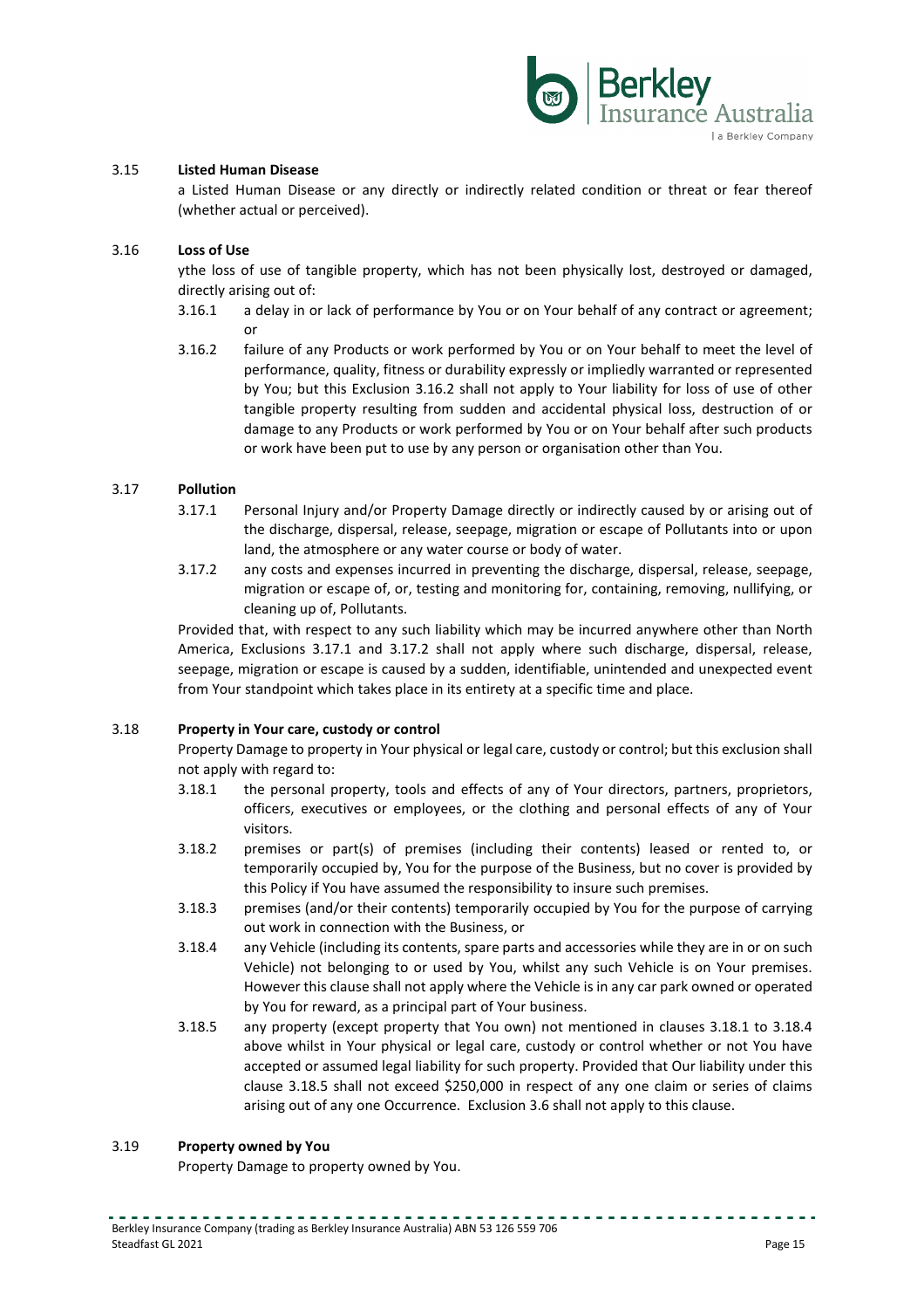### 3.15 Listed Human Disease

a Listed Human Disease or any directly or indirectly related condition or threat or fear thereof (whether actual or perceived).

### 3.16 Loss of Use

ythe loss of use of tangible property, which has not been physically lost, destroyed or damaged, directly arising out of:

3.16.1 a delay in or lack of performance by You or on Your behalf of any contract or agreement; or

3.16.2 failure of any Products or work performed by You or on Your behalf to meet the level of performance, quality, fitness or durability expressly or impliedly warranted or represented by You; but this Exclusion 3.16.2 shall not apply to Your liability for loss of use of other tangible property resulting from sudden and accidental physical loss, destruction of or damage to any Products or work performed by You or on Your behalf after such products or work have been put to use by any person or organisation other than You.

### 3.17 Pollution

3.17.1 Personal Injury and/or Property Damage directly or indirectly caused by or arising out of the discharge, dispersal, release, seepage, migration or escape of Pollutants into or upon land, the atmosphere or any water course or body of water.

3.17.2 any costs and expenses incurred in preventing the discharge, dispersal, release, seepage, migration or escape of, or, testing and monitoring for, containing, removing, nullifying, or cleaning up of, Pollutants.

Provided that, with respect to any such liability which may be incurred anywhere other than North America, Exclusions 3.17.1 and 3.17.2 shall not apply where such discharge, dispersal, release, seepage, migration or escape is caused by a sudden, identifiable, unintended and unexpected event from Your standpoint which takes place in its entirety at a specific time and place.

### 3.18 Property in Your care, custody or control

Property Damage to property in Your physical or legal care, custody or control; but this exclusion shall not apply with regard to:

3.18.1 the personal property, tools and effects of any of Your directors, partners, proprietors, officers, executives or employees, or the clothing and personal effects of any of Your visitors.

3.18.2 premises or part(s) of premises (including their contents) leased or rented to, or temporarily occupied by, You for the purpose of the Business, but no cover is provided by this Policy if You have assumed the responsibility to insure such premises.

3.18.3 premises (and/or their contents) temporarily occupied by You for the purpose of carrying out work in connection with the Business, or

3.18.4 any Vehicle (including its contents, spare parts and accessories while they are in or on such Vehicle) not belonging to or used by You, whilst any such Vehicle is on Your premises. However this clause shall not apply where the Vehicle is in any car park owned or operated by You for reward, as a principal part of Your business.

3.18.5 any property (except property that You own) not mentioned in clauses 3.18.1 to 3.18.4 above whilst in Your physical or legal care, custody or control whether or not You have accepted or assumed legal liability for such property. Provided that Our liability under this clause 3.18.5 shall not exceed $250,000 in respect of any one claim or series of claims arising out of any one Occurrence. Exclusion 3.6 shall not apply to this clause.

### 3.19 Property owned by You

Property Damage to property owned by You.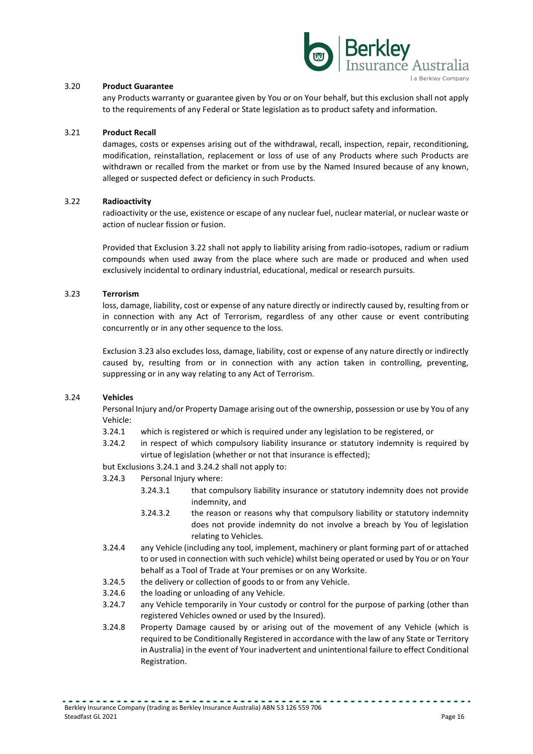### 3.20 **Product Guarantee**

any Products warranty or guarantee given by You or on Your behalf, but this exclusion shall not apply to the requirements of any Federal or State legislation as to product safety and information.

### 3.21 **Product Recall**

damages, costs or expenses arising out of the withdrawal, recall, inspection, repair, reconditioning, modification, reinstallation, replacement or loss of use of any Products where such Products are withdrawn or recalled from the market or from use by the Named Insured because of any known, alleged or suspected defect or deficiency in such Products.

### 3.22 **Radioactivity**

radioactivity or the use, existence or escape of any nuclear fuel, nuclear material, or nuclear waste or action of nuclear fission or fusion.

Provided that Exclusion 3.22 shall not apply to liability arising from radio-isotopes, radium or radium compounds when used away from the place where such are made or produced and when used exclusively incidental to ordinary industrial, educational, medical or research pursuits.

### 3.23 **Terrorism**

loss, damage, liability, cost or expense of any nature directly or indirectly caused by, resulting from or in connection with any Act of Terrorism, regardless of any other cause or event contributing concurrently or in any other sequence to the loss.

Exclusion 3.23 also excludes loss, damage, liability, cost or expense of any nature directly or indirectly caused by, resulting from or in connection with any action taken in controlling, preventing, suppressing or in any way relating to any Act of Terrorism.

### 3.24 **Vehicles**

Personal Injury and/or Property Damage arising out of the ownership, possession or use by You of any Vehicle:

- 3.24.1 which is registered or which is required under any legislation to be registered, or
- 3.24.2 in respect of which compulsory liability insurance or statutory indemnity is required by virtue of legislation (whether or not that insurance is effected);

but Exclusions 3.24.1 and 3.24.2 shall not apply to:

- 3.24.3 Personal Injury where:
  - 3.24.3.1 that compulsory liability insurance or statutory indemnity does not provide indemnity, and
  - 3.24.3.2 the reason or reasons why that compulsory liability or statutory indemnity does not provide indemnity do not involve a breach by You of legislation relating to Vehicles.
- 3.24.4 any Vehicle (including any tool, implement, machinery or plant forming part of or attached to or used in connection with such vehicle) whilst being operated or used by You or on Your behalf as a Tool of Trade at Your premises or on any Worksite.
- 3.24.5 the delivery or collection of goods to or from any Vehicle.
- 3.24.6 the loading or unloading of any Vehicle.
- 3.24.7 any Vehicle temporarily in Your custody or control for the purpose of parking (other than registered Vehicles owned or used by the Insured).
- 3.24.8 Property Damage caused by or arising out of the movement of any Vehicle (which is required to be Conditionally Registered in accordance with the law of any State or Territory in Australia) in the event of Your inadvertent and unintentional failure to effect Conditional Registration.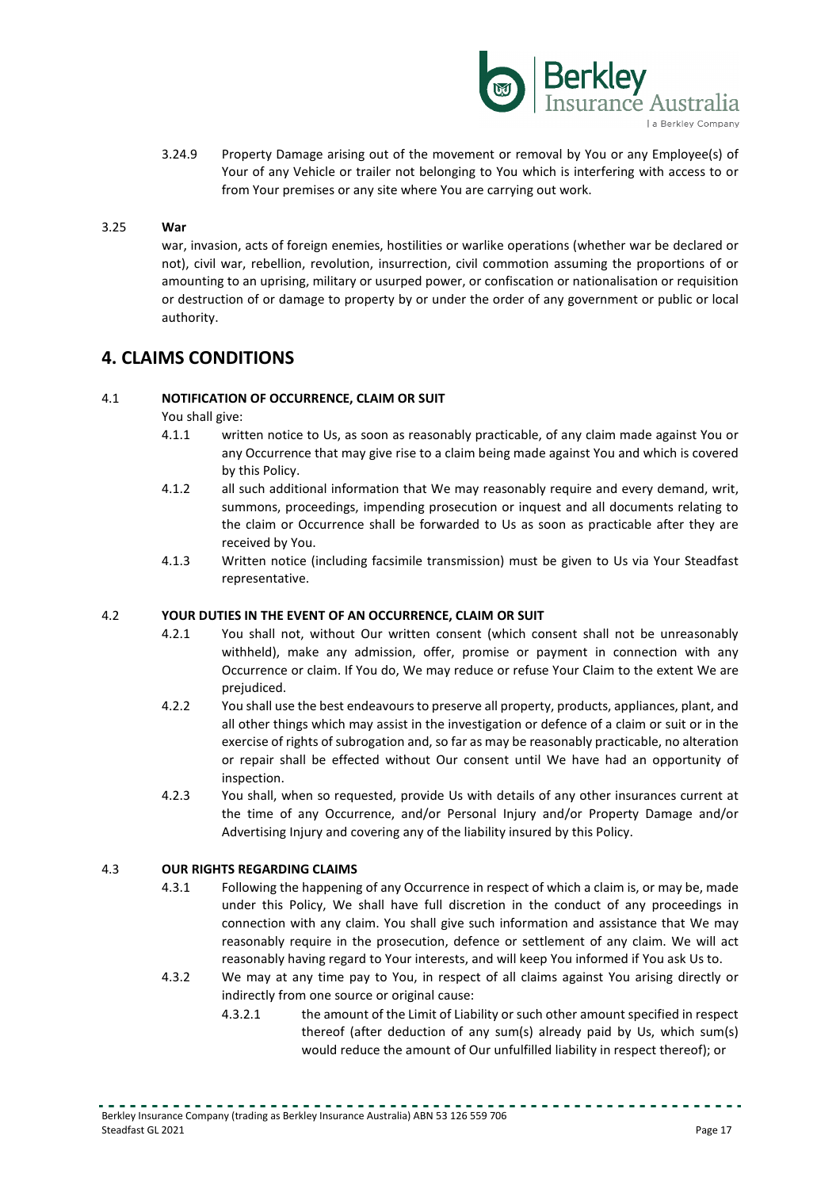3.24.9 Property Damage arising out of the movement or removal by You or any Employee(s) of Your of any Vehicle or trailer not belonging to You which is interfering with access to or from Your premises or any site where You are carrying out work.

3.25 **War**

war, invasion, acts of foreign enemies, hostilities or warlike operations (whether war be declared or not), civil war, rebellion, revolution, insurrection, civil commotion assuming the proportions of or amounting to an uprising, military or usurped power, or confiscation or nationalisation or requisition or destruction of or damage to property by or under the order of any government or public or local authority.

# 4. CLAIMS CONDITIONS

4.1 **NOTIFICATION OF OCCURRENCE, CLAIM OR SUIT**

You shall give:

4.1.1 written notice to Us, as soon as reasonably practicable, of any claim made against You or any Occurrence that may give rise to a claim being made against You and which is covered by this Policy.

4.1.2 all such additional information that We may reasonably require and every demand, writ, summons, proceedings, impending prosecution or inquest and all documents relating to the claim or Occurrence shall be forwarded to Us as soon as practicable after they are received by You.

4.1.3 Written notice (including facsimile transmission) must be given to Us via Your Steadfast representative.

4.2 **YOUR DUTIES IN THE EVENT OF AN OCCURRENCE, CLAIM OR SUIT**

4.2.1 You shall not, without Our written consent (which consent shall not be unreasonably withheld), make any admission, offer, promise or payment in connection with any Occurrence or claim. If You do, We may reduce or refuse Your Claim to the extent We are prejudiced.

4.2.2 You shall use the best endeavours to preserve all property, products, appliances, plant, and all other things which may assist in the investigation or defence of a claim or suit or in the exercise of rights of subrogation and, so far as may be reasonably practicable, no alteration or repair shall be effected without Our consent until We have had an opportunity of inspection.

4.2.3 You shall, when so requested, provide Us with details of any other insurances current at the time of any Occurrence, and/or Personal Injury and/or Property Damage and/or Advertising Injury and covering any of the liability insured by this Policy.

4.3 **OUR RIGHTS REGARDING CLAIMS**

4.3.1 Following the happening of any Occurrence in respect of which a claim is, or may be, made under this Policy, We shall have full discretion in the conduct of any proceedings in connection with any claim. You shall give such information and assistance that We may reasonably require in the prosecution, defence or settlement of any claim. We will act reasonably having regard to Your interests, and will keep You informed if You ask Us to.

4.3.2 We may at any time pay to You, in respect of all claims against You arising directly or indirectly from one source or original cause:

4.3.2.1 the amount of the Limit of Liability or such other amount specified in respect thereof (after deduction of any sum(s) already paid by Us, which sum(s) would reduce the amount of Our unfulfilled liability in respect thereof); or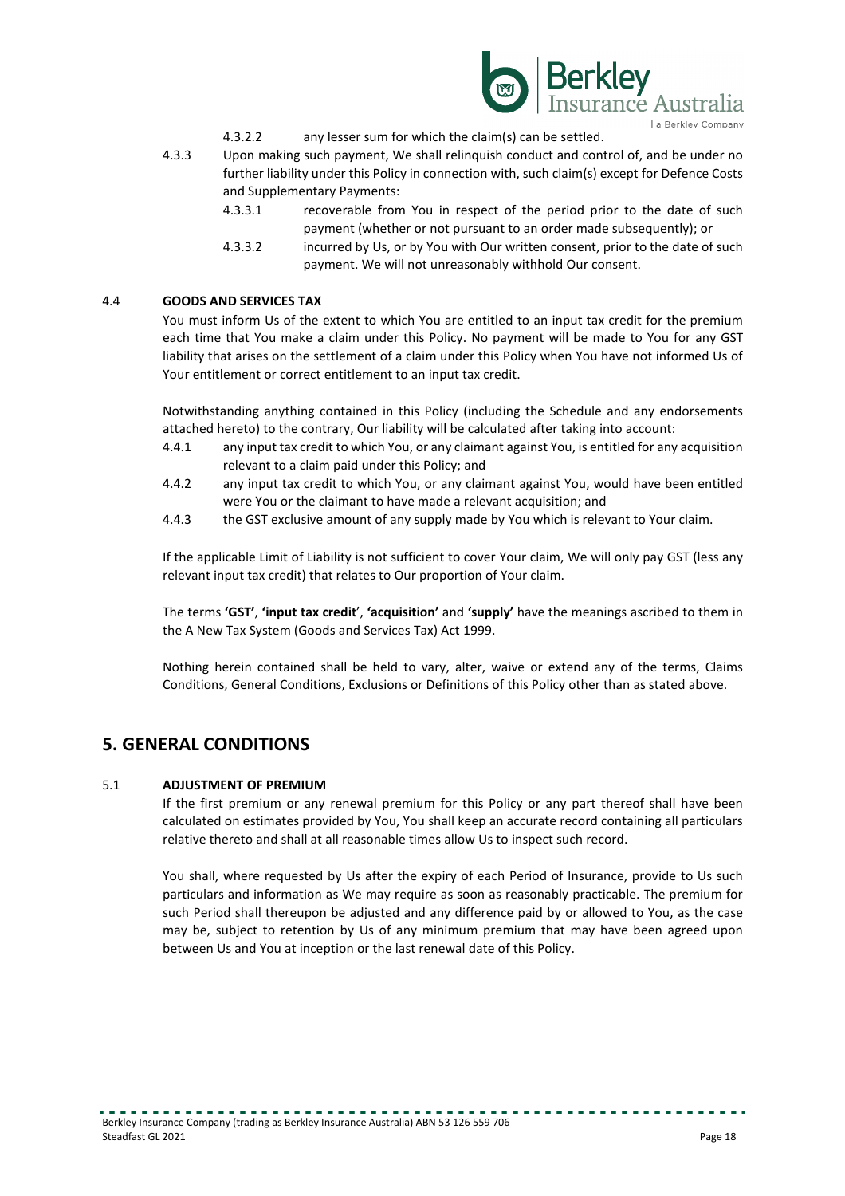4.3.2.2 any lesser sum for which the claim(s) can be settled.

4.3.3 Upon making such payment, We shall relinquish conduct and control of, and be under no further liability under this Policy in connection with, such claim(s) except for Defence Costs and Supplementary Payments:

4.3.3.1 recoverable from You in respect of the period prior to the date of such payment (whether or not pursuant to an order made subsequently); or

4.3.3.2 incurred by Us, or by You with Our written consent, prior to the date of such payment. We will not unreasonably withhold Our consent.

### 4.4 GOODS AND SERVICES TAX

You must inform Us of the extent to which You are entitled to an input tax credit for the premium each time that You make a claim under this Policy. No payment will be made to You for any GST liability that arises on the settlement of a claim under this Policy when You have not informed Us of Your entitlement or correct entitlement to an input tax credit.

Notwithstanding anything contained in this Policy (including the Schedule and any endorsements attached hereto) to the contrary, Our liability will be calculated after taking into account:

4.4.1 any input tax credit to which You, or any claimant against You, is entitled for any acquisition relevant to a claim paid under this Policy; and

4.4.2 any input tax credit to which You, or any claimant against You, would have been entitled were You or the claimant to have made a relevant acquisition; and

4.4.3 the GST exclusive amount of any supply made by You which is relevant to Your claim.

If the applicable Limit of Liability is not sufficient to cover Your claim, We will only pay GST (less any relevant input tax credit) that relates to Our proportion of Your claim.

The terms **'GST'**, **'input tax credit'**, **'acquisition'** and **'supply'** have the meanings ascribed to them in the A New Tax System (Goods and Services Tax) Act 1999.

Nothing herein contained shall be held to vary, alter, waive or extend any of the terms, Claims Conditions, General Conditions, Exclusions or Definitions of this Policy other than as stated above.

## 5. GENERAL CONDITIONS

### 5.1 ADJUSTMENT OF PREMIUM

If the first premium or any renewal premium for this Policy or any part thereof shall have been calculated on estimates provided by You, You shall keep an accurate record containing all particulars relative thereto and shall at all reasonable times allow Us to inspect such record.

You shall, where requested by Us after the expiry of each Period of Insurance, provide to Us such particulars and information as We may require as soon as reasonably practicable. The premium for such Period shall thereupon be adjusted and any difference paid by or allowed to You, as the case may be, subject to retention by Us of any minimum premium that may have been agreed upon between Us and You at inception or the last renewal date of this Policy.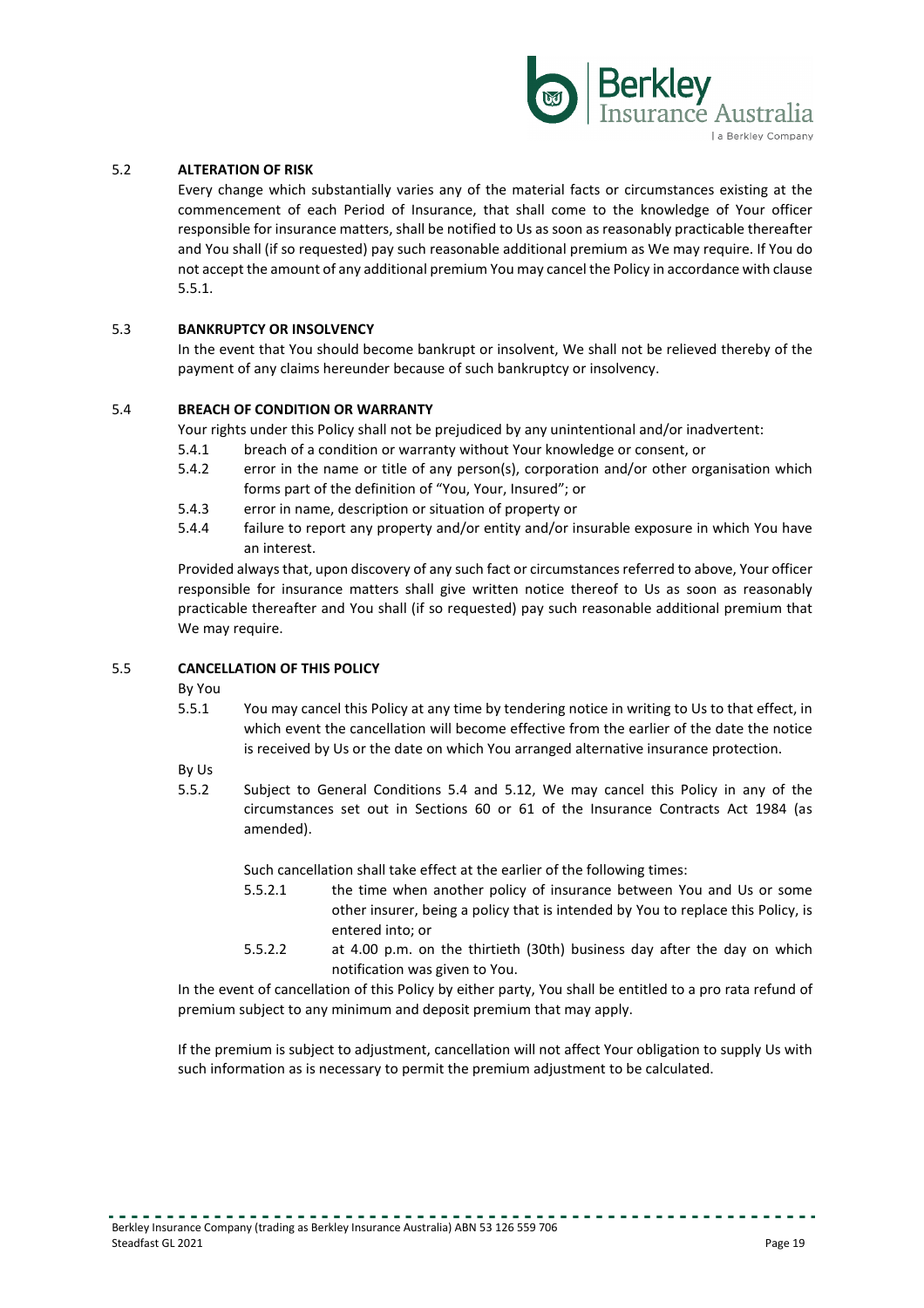### 5.2 ALTERATION OF RISK

Every change which substantially varies any of the material facts or circumstances existing at the commencement of each Period of Insurance, that shall come to the knowledge of Your officer responsible for insurance matters, shall be notified to Us as soon as reasonably practicable thereafter and You shall (if so requested) pay such reasonable additional premium as We may require. If You do not accept the amount of any additional premium You may cancel the Policy in accordance with clause 5.5.1.

### 5.3 BANKRUPTCY OR INSOLVENCY

In the event that You should become bankrupt or insolvent, We shall not be relieved thereby of the payment of any claims hereunder because of such bankruptcy or insolvency.

### 5.4 BREACH OF CONDITION OR WARRANTY

Your rights under this Policy shall not be prejudiced by any unintentional and/or inadvertent:

- 5.4.1 breach of a condition or warranty without Your knowledge or consent, or
- 5.4.2 error in the name or title of any person(s), corporation and/or other organisation which forms part of the definition of "You, Your, Insured"; or
- 5.4.3 error in name, description or situation of property or
- 5.4.4 failure to report any property and/or entity and/or insurable exposure in which You have an interest.

Provided always that, upon discovery of any such fact or circumstances referred to above, Your officer responsible for insurance matters shall give written notice thereof to Us as soon as reasonably practicable thereafter and You shall (if so requested) pay such reasonable additional premium that We may require.

### 5.5 CANCELLATION OF THIS POLICY

By You

5.5.1 You may cancel this Policy at any time by tendering notice in writing to Us to that effect, in which event the cancellation will become effective from the earlier of the date the notice is received by Us or the date on which You arranged alternative insurance protection.

By Us

5.5.2 Subject to General Conditions 5.4 and 5.12, We may cancel this Policy in any of the circumstances set out in Sections 60 or 61 of the Insurance Contracts Act 1984 (as amended).

Such cancellation shall take effect at the earlier of the following times:

- 5.5.2.1 the time when another policy of insurance between You and Us or some other insurer, being a policy that is intended by You to replace this Policy, is entered into; or
- 5.5.2.2 at 4.00 p.m. on the thirtieth (30th) business day after the day on which notification was given to You.

In the event of cancellation of this Policy by either party, You shall be entitled to a pro rata refund of premium subject to any minimum and deposit premium that may apply.

If the premium is subject to adjustment, cancellation will not affect Your obligation to supply Us with such information as is necessary to permit the premium adjustment to be calculated.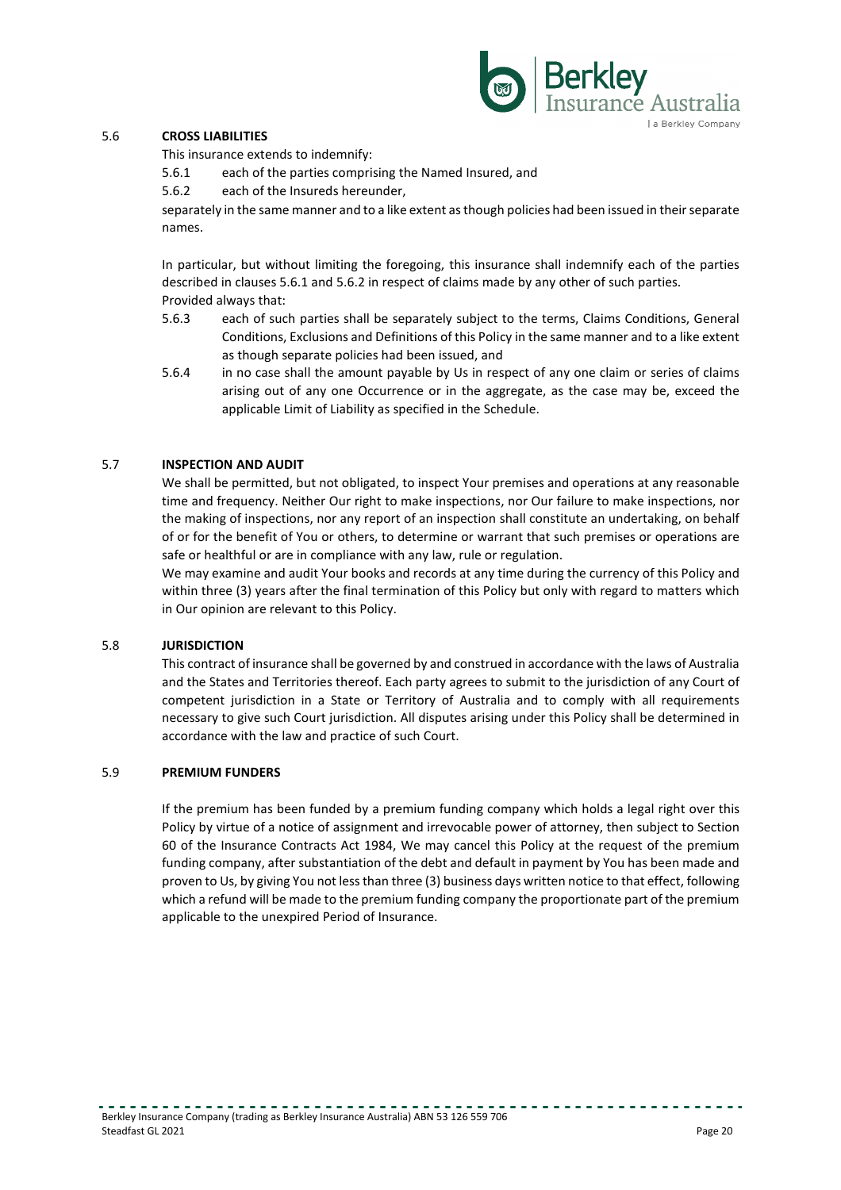### 5.6 CROSS LIABILITIES

This insurance extends to indemnify:

5.6.1 each of the parties comprising the Named Insured, and

5.6.2 each of the Insureds hereunder,

separately in the same manner and to a like extent as though policies had been issued in their separate names.

In particular, but without limiting the foregoing, this insurance shall indemnify each of the parties described in clauses 5.6.1 and 5.6.2 in respect of claims made by any other of such parties.

Provided always that:

5.6.3 each of such parties shall be separately subject to the terms, Claims Conditions, General Conditions, Exclusions and Definitions of this Policy in the same manner and to a like extent as though separate policies had been issued, and

5.6.4 in no case shall the amount payable by Us in respect of any one claim or series of claims arising out of any one Occurrence or in the aggregate, as the case may be, exceed the applicable Limit of Liability as specified in the Schedule.

### 5.7 INSPECTION AND AUDIT

We shall be permitted, but not obligated, to inspect Your premises and operations at any reasonable time and frequency. Neither Our right to make inspections, nor Our failure to make inspections, nor the making of inspections, nor any report of an inspection shall constitute an undertaking, on behalf of or for the benefit of You or others, to determine or warrant that such premises or operations are safe or healthful or are in compliance with any law, rule or regulation.

We may examine and audit Your books and records at any time during the currency of this Policy and within three (3) years after the final termination of this Policy but only with regard to matters which in Our opinion are relevant to this Policy.

### 5.8 JURISDICTION

This contract of insurance shall be governed by and construed in accordance with the laws of Australia and the States and Territories thereof. Each party agrees to submit to the jurisdiction of any Court of competent jurisdiction in a State or Territory of Australia and to comply with all requirements necessary to give such Court jurisdiction. All disputes arising under this Policy shall be determined in accordance with the law and practice of such Court.

### 5.9 PREMIUM FUNDERS

If the premium has been funded by a premium funding company which holds a legal right over this Policy by virtue of a notice of assignment and irrevocable power of attorney, then subject to Section 60 of the Insurance Contracts Act 1984, We may cancel this Policy at the request of the premium funding company, after substantiation of the debt and default in payment by You has been made and proven to Us, by giving You not less than three (3) business days written notice to that effect, following which a refund will be made to the premium funding company the proportionate part of the premium applicable to the unexpired Period of Insurance.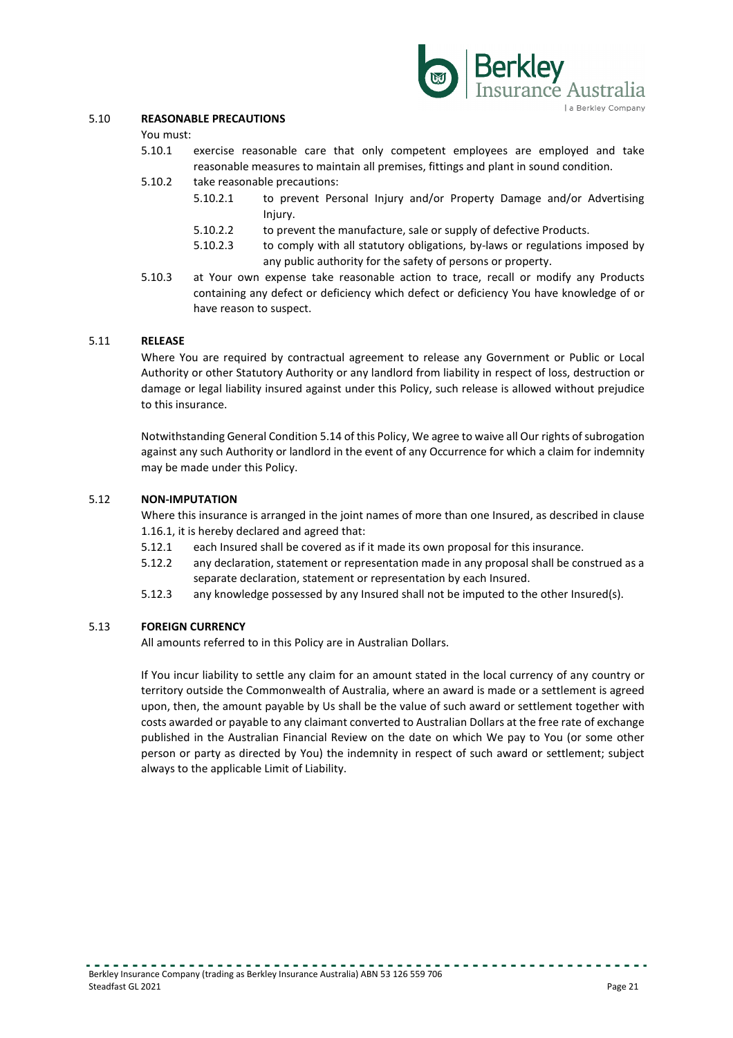### 5.10 REASONABLE PRECAUTIONS

You must:

5.10.1 exercise reasonable care that only competent employees are employed and take reasonable measures to maintain all premises, fittings and plant in sound condition.

5.10.2 take reasonable precautions:

- 5.10.2.1 to prevent Personal Injury and/or Property Damage and/or Advertising Injury.
- 5.10.2.2 to prevent the manufacture, sale or supply of defective Products.
- 5.10.2.3 to comply with all statutory obligations, by-laws or regulations imposed by any public authority for the safety of persons or property.

5.10.3 at Your own expense take reasonable action to trace, recall or modify any Products containing any defect or deficiency which defect or deficiency You have knowledge of or have reason to suspect.

### 5.11 RELEASE

Where You are required by contractual agreement to release any Government or Public or Local Authority or other Statutory Authority or any landlord from liability in respect of loss, destruction or damage or legal liability insured against under this Policy, such release is allowed without prejudice to this insurance.

Notwithstanding General Condition 5.14 of this Policy, We agree to waive all Our rights of subrogation against any such Authority or landlord in the event of any Occurrence for which a claim for indemnity may be made under this Policy.

### 5.12 NON-IMPUTATION

Where this insurance is arranged in the joint names of more than one Insured, as described in clause 1.16.1, it is hereby declared and agreed that:

5.12.1 each Insured shall be covered as if it made its own proposal for this insurance.

5.12.2 any declaration, statement or representation made in any proposal shall be construed as a separate declaration, statement or representation by each Insured.

5.12.3 any knowledge possessed by any Insured shall not be imputed to the other Insured(s).

### 5.13 FOREIGN CURRENCY

All amounts referred to in this Policy are in Australian Dollars.

If You incur liability to settle any claim for an amount stated in the local currency of any country or territory outside the Commonwealth of Australia, where an award is made or a settlement is agreed upon, then, the amount payable by Us shall be the value of such award or settlement together with costs awarded or payable to any claimant converted to Australian Dollars at the free rate of exchange published in the Australian Financial Review on the date on which We pay to You (or some other person or party as directed by You) the indemnity in respect of such award or settlement; subject always to the applicable Limit of Liability.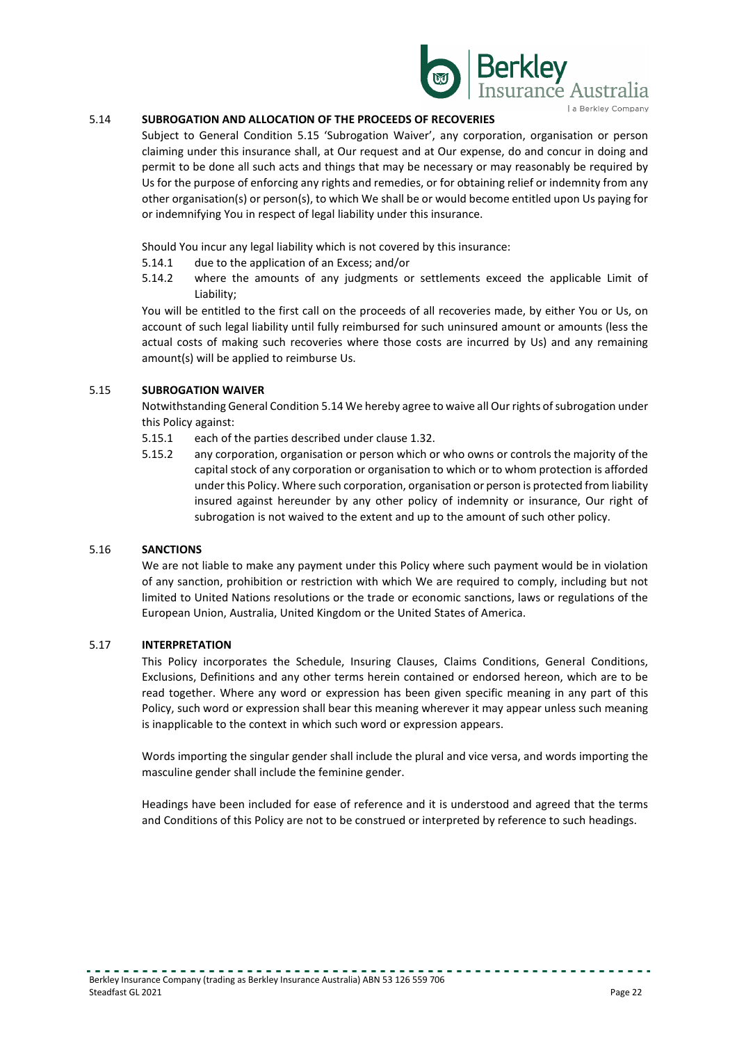### 5.14 SUBROGATION AND ALLOCATION OF THE PROCEEDS OF RECOVERIES

Subject to General Condition 5.15 'Subrogation Waiver', any corporation, organisation or person claiming under this insurance shall, at Our request and at Our expense, do and concur in doing and permit to be done all such acts and things that may be necessary or may reasonably be required by Us for the purpose of enforcing any rights and remedies, or for obtaining relief or indemnity from any other organisation(s) or person(s), to which We shall be or would become entitled upon Us paying for or indemnifying You in respect of legal liability under this insurance.

Should You incur any legal liability which is not covered by this insurance:

- 5.14.1 due to the application of an Excess; and/or
- 5.14.2 where the amounts of any judgments or settlements exceed the applicable Limit of Liability;

You will be entitled to the first call on the proceeds of all recoveries made, by either You or Us, on account of such legal liability until fully reimbursed for such uninsured amount or amounts (less the actual costs of making such recoveries where those costs are incurred by Us) and any remaining amount(s) will be applied to reimburse Us.

### 5.15 SUBROGATION WAIVER

Notwithstanding General Condition 5.14 We hereby agree to waive all Our rights of subrogation under this Policy against:

- 5.15.1 each of the parties described under clause 1.32.
- 5.15.2 any corporation, organisation or person which or who owns or controls the majority of the capital stock of any corporation or organisation to which or to whom protection is afforded under this Policy. Where such corporation, organisation or person is protected from liability insured against hereunder by any other policy of indemnity or insurance, Our right of subrogation is not waived to the extent and up to the amount of such other policy.

### 5.16 SANCTIONS

We are not liable to make any payment under this Policy where such payment would be in violation of any sanction, prohibition or restriction with which We are required to comply, including but not limited to United Nations resolutions or the trade or economic sanctions, laws or regulations of the European Union, Australia, United Kingdom or the United States of America.

### 5.17 INTERPRETATION

This Policy incorporates the Schedule, Insuring Clauses, Claims Conditions, General Conditions, Exclusions, Definitions and any other terms herein contained or endorsed hereon, which are to be read together. Where any word or expression has been given specific meaning in any part of this Policy, such word or expression shall bear this meaning wherever it may appear unless such meaning is inapplicable to the context in which such word or expression appears.

Words importing the singular gender shall include the plural and vice versa, and words importing the masculine gender shall include the feminine gender.

Headings have been included for ease of reference and it is understood and agreed that the terms and Conditions of this Policy are not to be construed or interpreted by reference to such headings.